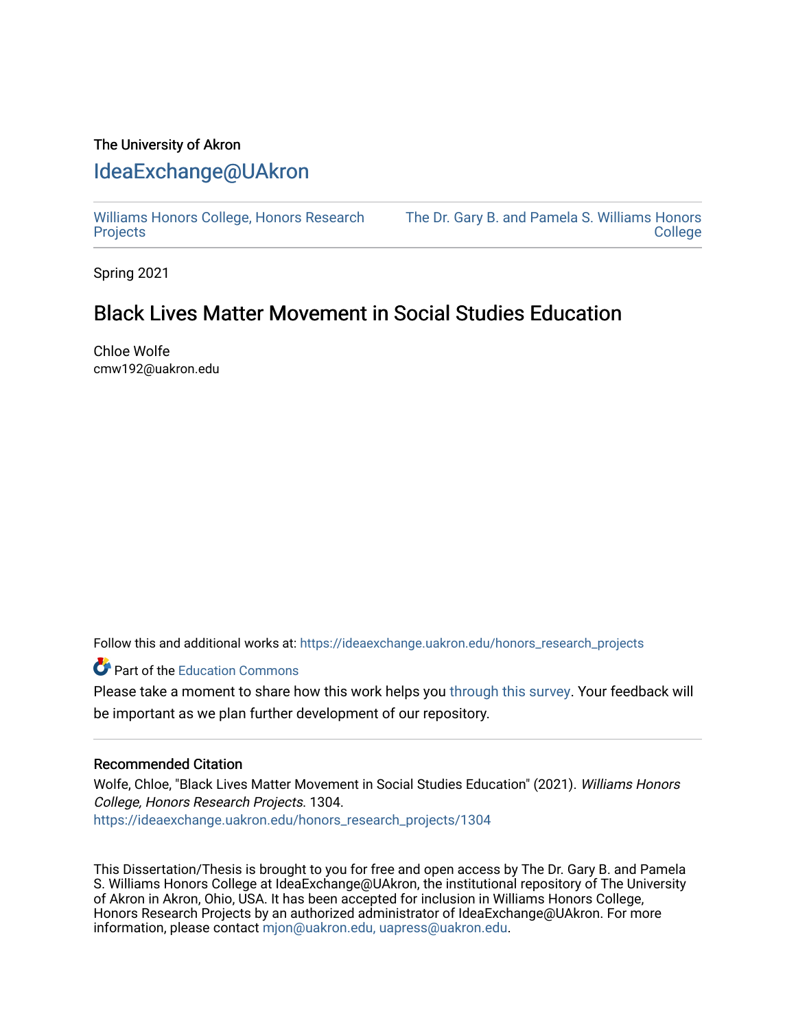The University of Akron

# IdeaExchange@UAkron

Williams Honors College, Honors Research Projects | The Dr. Gary B. and Pamela S. Williams Honors College

Spring 2021

## Black Lives Matter Movement in Social Studies Education

Chloe Wolfe
cmw192@uakron.edu

Follow this and additional works at: https://ideaexchange.uakron.edu/honors_research_projects

Part of the Education Commons

Please take a moment to share how this work helps you through this survey. Your feedback will be important as we plan further development of our repository.

### Recommended Citation

Wolfe, Chloe, "Black Lives Matter Movement in Social Studies Education" (2021). *Williams Honors College, Honors Research Projects*. 1304.
https://ideaexchange.uakron.edu/honors_research_projects/1304

This Dissertation/Thesis is brought to you for free and open access by The Dr. Gary B. and Pamela S. Williams Honors College at IdeaExchange@UAkron, the institutional repository of The University of Akron in Akron, Ohio, USA. It has been accepted for inclusion in Williams Honors College, Honors Research Projects by an authorized administrator of IdeaExchange@UAkron. For more information, please contact mjon@uakron.edu, uapress@uakron.edu.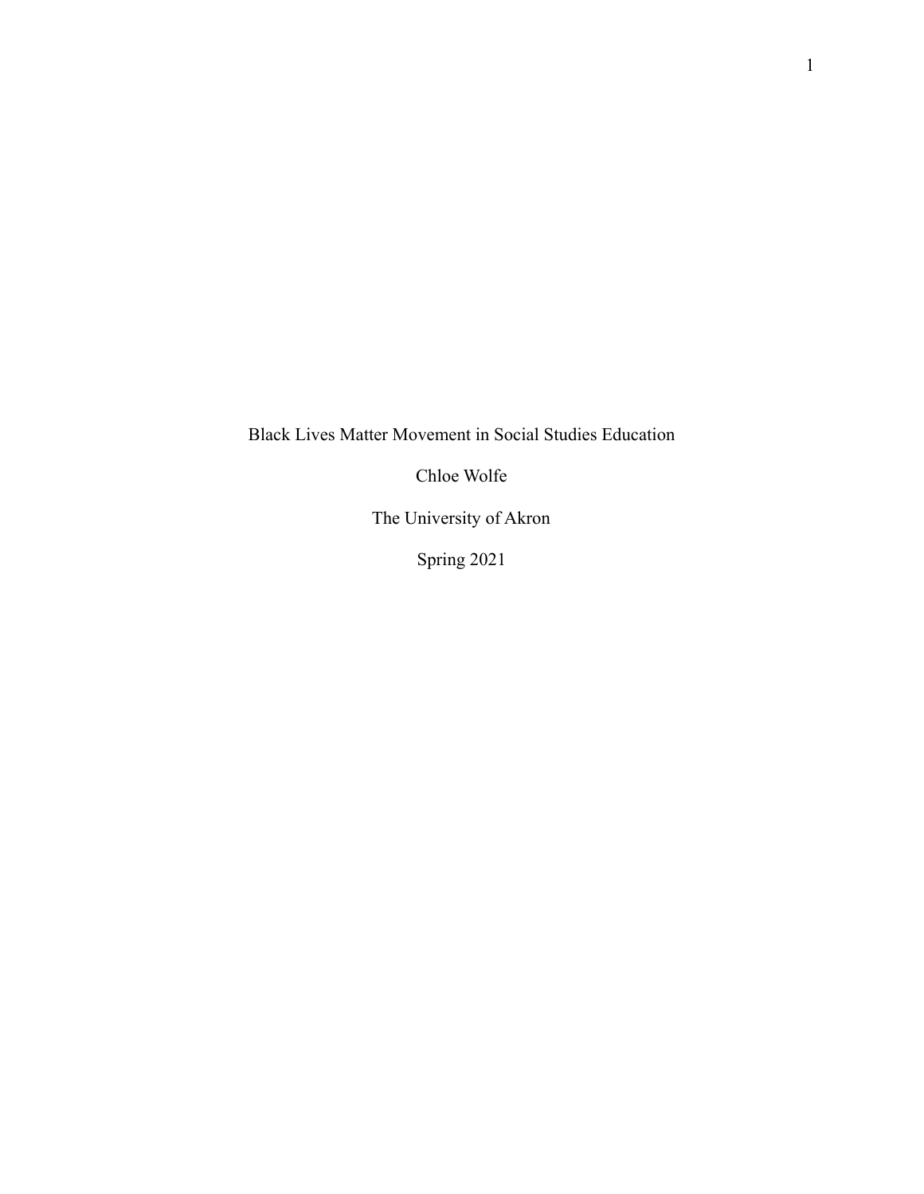Black Lives Matter Movement in Social Studies Education

Chloe Wolfe

The University of Akron

Spring 2021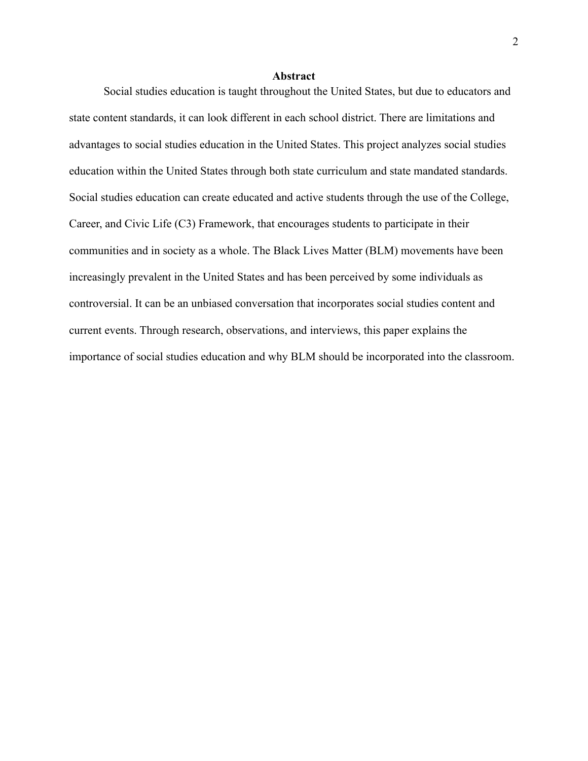## Abstract

Social studies education is taught throughout the United States, but due to educators and state content standards, it can look different in each school district. There are limitations and advantages to social studies education in the United States. This project analyzes social studies education within the United States through both state curriculum and state mandated standards. Social studies education can create educated and active students through the use of the College, Career, and Civic Life (C3) Framework, that encourages students to participate in their communities and in society as a whole. The Black Lives Matter (BLM) movements have been increasingly prevalent in the United States and has been perceived by some individuals as controversial. It can be an unbiased conversation that incorporates social studies content and current events. Through research, observations, and interviews, this paper explains the importance of social studies education and why BLM should be incorporated into the classroom.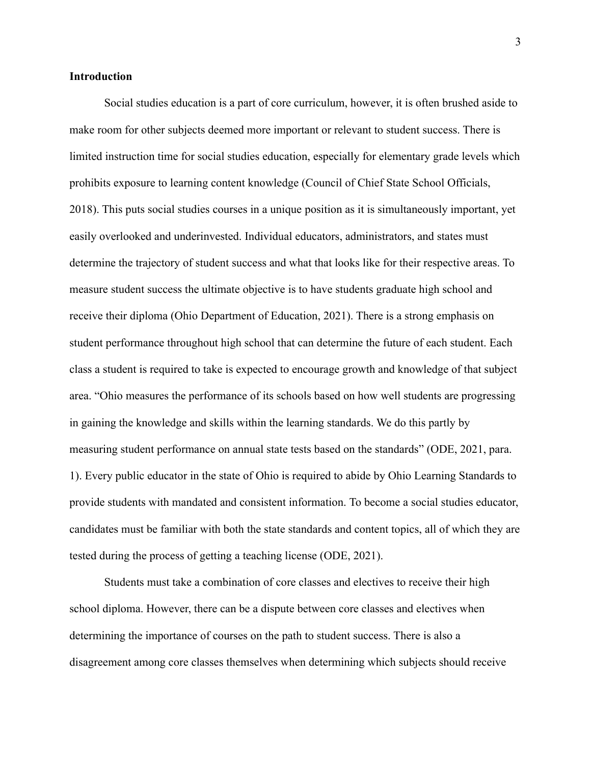## Introduction

Social studies education is a part of core curriculum, however, it is often brushed aside to make room for other subjects deemed more important or relevant to student success. There is limited instruction time for social studies education, especially for elementary grade levels which prohibits exposure to learning content knowledge (Council of Chief State School Officials, 2018). This puts social studies courses in a unique position as it is simultaneously important, yet easily overlooked and underinvested. Individual educators, administrators, and states must determine the trajectory of student success and what that looks like for their respective areas. To measure student success the ultimate objective is to have students graduate high school and receive their diploma (Ohio Department of Education, 2021). There is a strong emphasis on student performance throughout high school that can determine the future of each student. Each class a student is required to take is expected to encourage growth and knowledge of that subject area. "Ohio measures the performance of its schools based on how well students are progressing in gaining the knowledge and skills within the learning standards. We do this partly by measuring student performance on annual state tests based on the standards" (ODE, 2021, para. 1). Every public educator in the state of Ohio is required to abide by Ohio Learning Standards to provide students with mandated and consistent information. To become a social studies educator, candidates must be familiar with both the state standards and content topics, all of which they are tested during the process of getting a teaching license (ODE, 2021).

Students must take a combination of core classes and electives to receive their high school diploma. However, there can be a dispute between core classes and electives when determining the importance of courses on the path to student success. There is also a disagreement among core classes themselves when determining which subjects should receive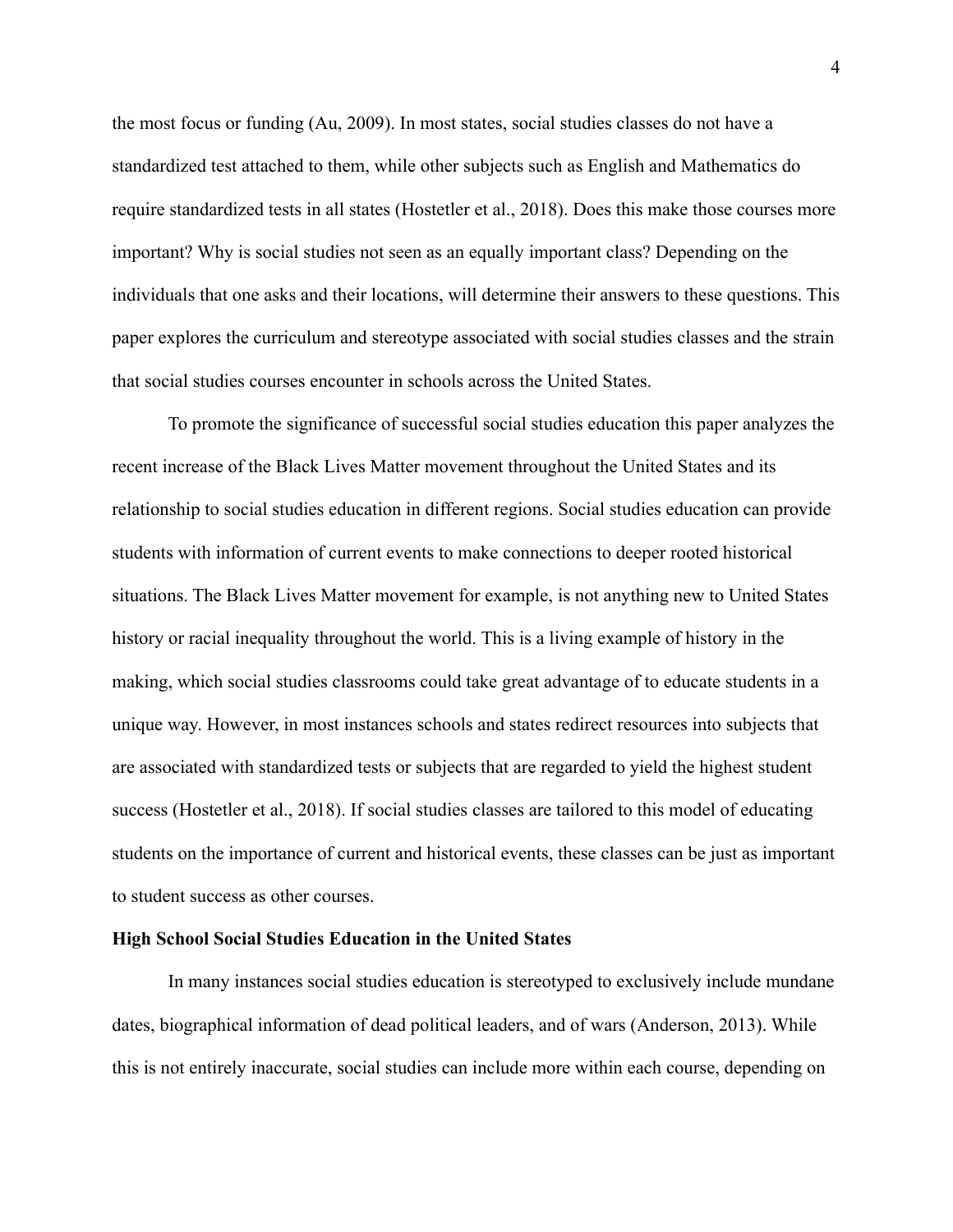the most focus or funding (Au, 2009). In most states, social studies classes do not have a standardized test attached to them, while other subjects such as English and Mathematics do require standardized tests in all states (Hostetler et al., 2018). Does this make those courses more important? Why is social studies not seen as an equally important class? Depending on the individuals that one asks and their locations, will determine their answers to these questions. This paper explores the curriculum and stereotype associated with social studies classes and the strain that social studies courses encounter in schools across the United States.

To promote the significance of successful social studies education this paper analyzes the recent increase of the Black Lives Matter movement throughout the United States and its relationship to social studies education in different regions. Social studies education can provide students with information of current events to make connections to deeper rooted historical situations. The Black Lives Matter movement for example, is not anything new to United States history or racial inequality throughout the world. This is a living example of history in the making, which social studies classrooms could take great advantage of to educate students in a unique way. However, in most instances schools and states redirect resources into subjects that are associated with standardized tests or subjects that are regarded to yield the highest student success (Hostetler et al., 2018). If social studies classes are tailored to this model of educating students on the importance of current and historical events, these classes can be just as important to student success as other courses.

**High School Social Studies Education in the United States**

In many instances social studies education is stereotyped to exclusively include mundane dates, biographical information of dead political leaders, and of wars (Anderson, 2013). While this is not entirely inaccurate, social studies can include more within each course, depending on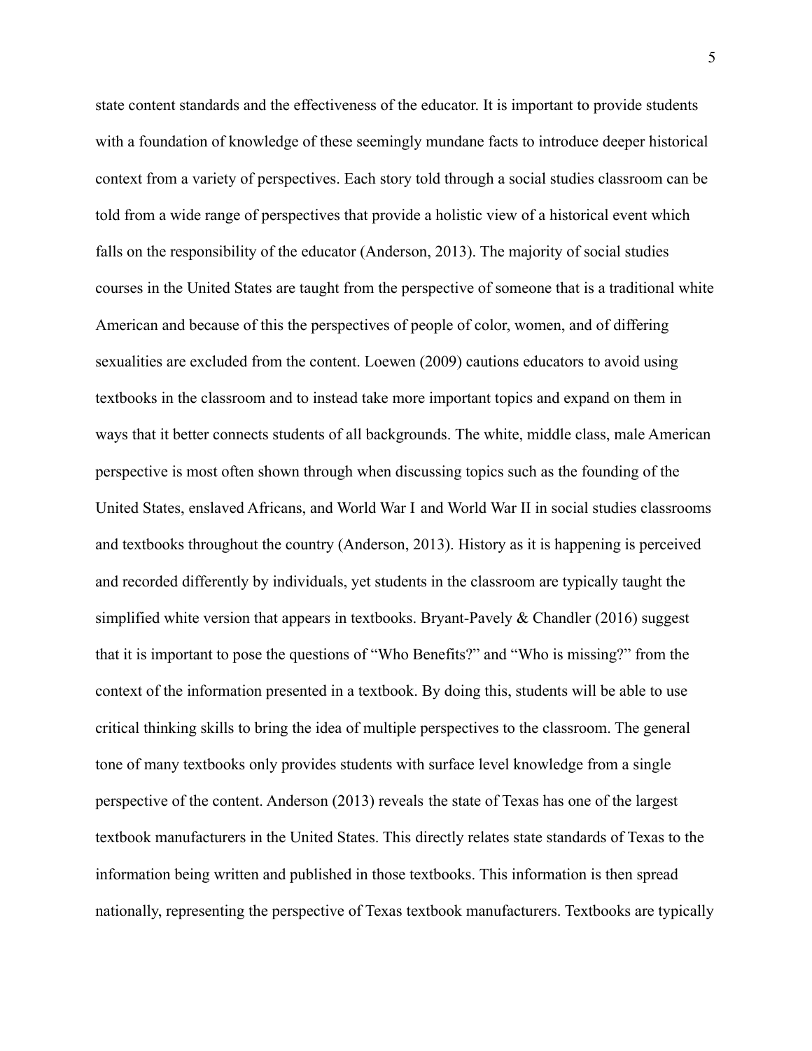state content standards and the effectiveness of the educator. It is important to provide students with a foundation of knowledge of these seemingly mundane facts to introduce deeper historical context from a variety of perspectives. Each story told through a social studies classroom can be told from a wide range of perspectives that provide a holistic view of a historical event which falls on the responsibility of the educator (Anderson, 2013). The majority of social studies courses in the United States are taught from the perspective of someone that is a traditional white American and because of this the perspectives of people of color, women, and of differing sexualities are excluded from the content. Loewen (2009) cautions educators to avoid using textbooks in the classroom and to instead take more important topics and expand on them in ways that it better connects students of all backgrounds. The white, middle class, male American perspective is most often shown through when discussing topics such as the founding of the United States, enslaved Africans, and World War I and World War II in social studies classrooms and textbooks throughout the country (Anderson, 2013). History as it is happening is perceived and recorded differently by individuals, yet students in the classroom are typically taught the simplified white version that appears in textbooks. Bryant-Pavely & Chandler (2016) suggest that it is important to pose the questions of "Who Benefits?" and "Who is missing?" from the context of the information presented in a textbook. By doing this, students will be able to use critical thinking skills to bring the idea of multiple perspectives to the classroom. The general tone of many textbooks only provides students with surface level knowledge from a single perspective of the content. Anderson (2013) reveals the state of Texas has one of the largest textbook manufacturers in the United States. This directly relates state standards of Texas to the information being written and published in those textbooks. This information is then spread nationally, representing the perspective of Texas textbook manufacturers. Textbooks are typically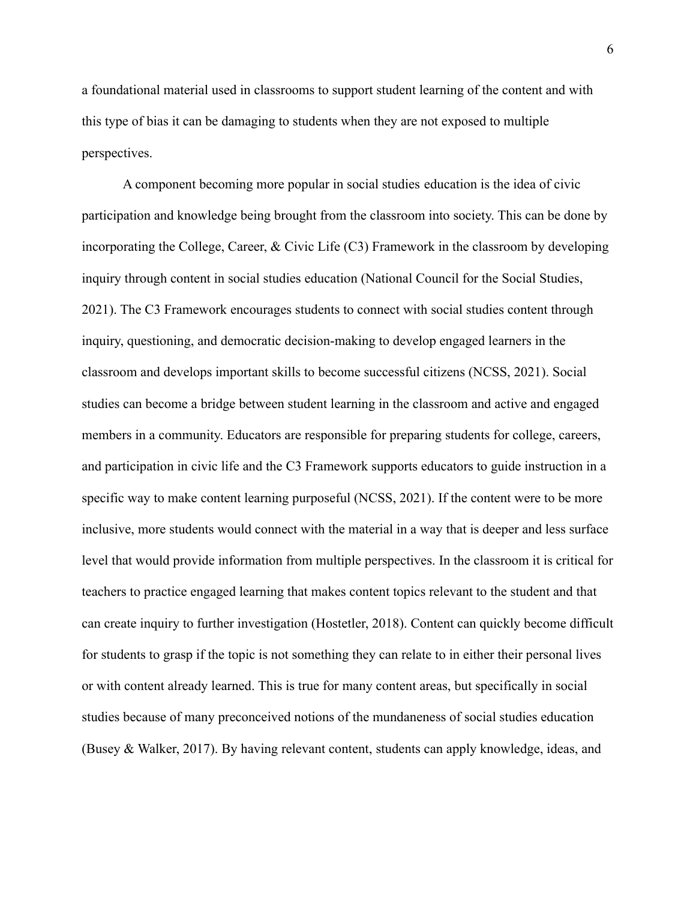a foundational material used in classrooms to support student learning of the content and with this type of bias it can be damaging to students when they are not exposed to multiple perspectives.

A component becoming more popular in social studies education is the idea of civic participation and knowledge being brought from the classroom into society. This can be done by incorporating the College, Career, & Civic Life (C3) Framework in the classroom by developing inquiry through content in social studies education (National Council for the Social Studies, 2021). The C3 Framework encourages students to connect with social studies content through inquiry, questioning, and democratic decision-making to develop engaged learners in the classroom and develops important skills to become successful citizens (NCSS, 2021). Social studies can become a bridge between student learning in the classroom and active and engaged members in a community. Educators are responsible for preparing students for college, careers, and participation in civic life and the C3 Framework supports educators to guide instruction in a specific way to make content learning purposeful (NCSS, 2021). If the content were to be more inclusive, more students would connect with the material in a way that is deeper and less surface level that would provide information from multiple perspectives. In the classroom it is critical for teachers to practice engaged learning that makes content topics relevant to the student and that can create inquiry to further investigation (Hostetler, 2018). Content can quickly become difficult for students to grasp if the topic is not something they can relate to in either their personal lives or with content already learned. This is true for many content areas, but specifically in social studies because of many preconceived notions of the mundaneness of social studies education (Busey & Walker, 2017). By having relevant content, students can apply knowledge, ideas, and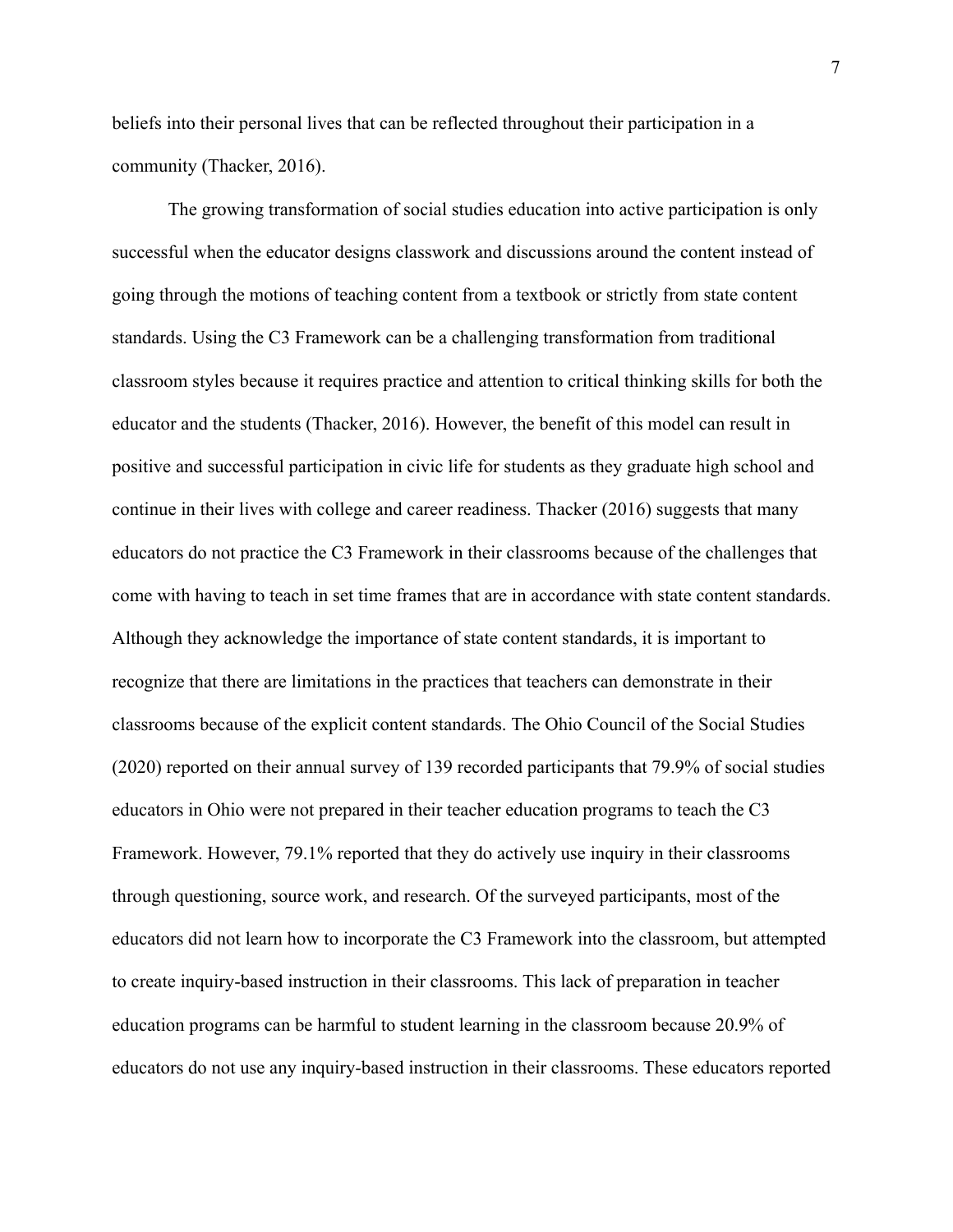beliefs into their personal lives that can be reflected throughout their participation in a community (Thacker, 2016).

The growing transformation of social studies education into active participation is only successful when the educator designs classwork and discussions around the content instead of going through the motions of teaching content from a textbook or strictly from state content standards. Using the C3 Framework can be a challenging transformation from traditional classroom styles because it requires practice and attention to critical thinking skills for both the educator and the students (Thacker, 2016). However, the benefit of this model can result in positive and successful participation in civic life for students as they graduate high school and continue in their lives with college and career readiness. Thacker (2016) suggests that many educators do not practice the C3 Framework in their classrooms because of the challenges that come with having to teach in set time frames that are in accordance with state content standards. Although they acknowledge the importance of state content standards, it is important to recognize that there are limitations in the practices that teachers can demonstrate in their classrooms because of the explicit content standards. The Ohio Council of the Social Studies (2020) reported on their annual survey of 139 recorded participants that 79.9% of social studies educators in Ohio were not prepared in their teacher education programs to teach the C3 Framework. However, 79.1% reported that they do actively use inquiry in their classrooms through questioning, source work, and research. Of the surveyed participants, most of the educators did not learn how to incorporate the C3 Framework into the classroom, but attempted to create inquiry-based instruction in their classrooms. This lack of preparation in teacher education programs can be harmful to student learning in the classroom because 20.9% of educators do not use any inquiry-based instruction in their classrooms. These educators reported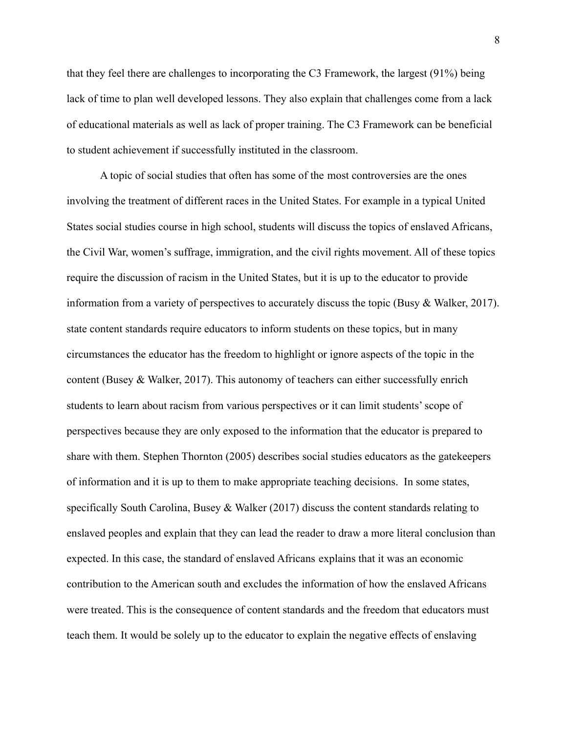that they feel there are challenges to incorporating the C3 Framework, the largest (91%) being lack of time to plan well developed lessons. They also explain that challenges come from a lack of educational materials as well as lack of proper training. The C3 Framework can be beneficial to student achievement if successfully instituted in the classroom.

A topic of social studies that often has some of the most controversies are the ones involving the treatment of different races in the United States. For example in a typical United States social studies course in high school, students will discuss the topics of enslaved Africans, the Civil War, women's suffrage, immigration, and the civil rights movement. All of these topics require the discussion of racism in the United States, but it is up to the educator to provide information from a variety of perspectives to accurately discuss the topic (Busy & Walker, 2017). state content standards require educators to inform students on these topics, but in many circumstances the educator has the freedom to highlight or ignore aspects of the topic in the content (Busey & Walker, 2017). This autonomy of teachers can either successfully enrich students to learn about racism from various perspectives or it can limit students' scope of perspectives because they are only exposed to the information that the educator is prepared to share with them. Stephen Thornton (2005) describes social studies educators as the gatekeepers of information and it is up to them to make appropriate teaching decisions. In some states, specifically South Carolina, Busey & Walker (2017) discuss the content standards relating to enslaved peoples and explain that they can lead the reader to draw a more literal conclusion than expected. In this case, the standard of enslaved Africans explains that it was an economic contribution to the American south and excludes the information of how the enslaved Africans were treated. This is the consequence of content standards and the freedom that educators must teach them. It would be solely up to the educator to explain the negative effects of enslaving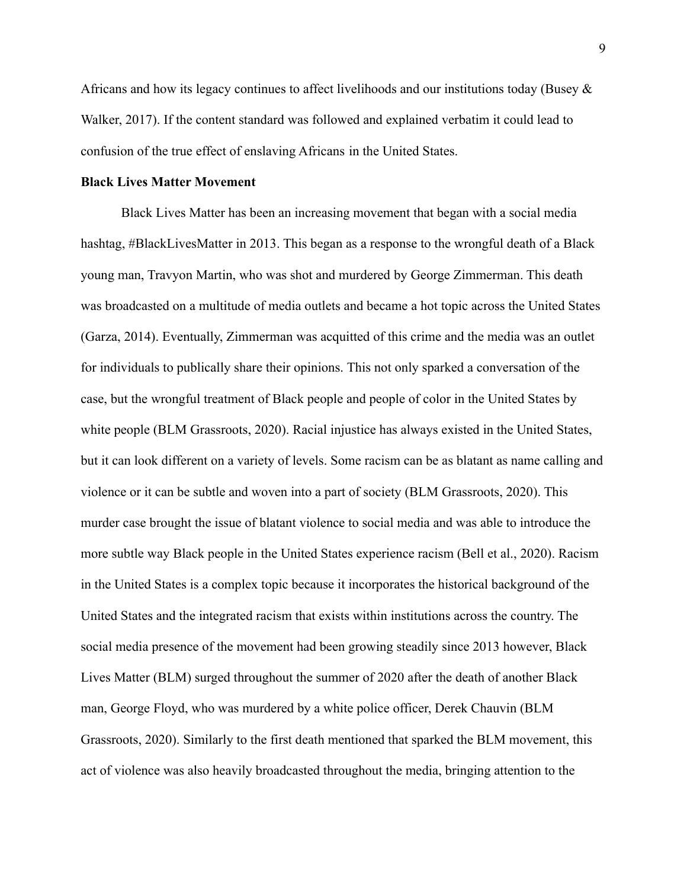Africans and how its legacy continues to affect livelihoods and our institutions today (Busey & Walker, 2017). If the content standard was followed and explained verbatim it could lead to confusion of the true effect of enslaving Africans in the United States.

**Black Lives Matter Movement**

Black Lives Matter has been an increasing movement that began with a social media hashtag, #BlackLivesMatter in 2013. This began as a response to the wrongful death of a Black young man, Travyon Martin, who was shot and murdered by George Zimmerman. This death was broadcasted on a multitude of media outlets and became a hot topic across the United States (Garza, 2014). Eventually, Zimmerman was acquitted of this crime and the media was an outlet for individuals to publically share their opinions. This not only sparked a conversation of the case, but the wrongful treatment of Black people and people of color in the United States by white people (BLM Grassroots, 2020). Racial injustice has always existed in the United States, but it can look different on a variety of levels. Some racism can be as blatant as name calling and violence or it can be subtle and woven into a part of society (BLM Grassroots, 2020). This murder case brought the issue of blatant violence to social media and was able to introduce the more subtle way Black people in the United States experience racism (Bell et al., 2020). Racism in the United States is a complex topic because it incorporates the historical background of the United States and the integrated racism that exists within institutions across the country. The social media presence of the movement had been growing steadily since 2013 however, Black Lives Matter (BLM) surged throughout the summer of 2020 after the death of another Black man, George Floyd, who was murdered by a white police officer, Derek Chauvin (BLM Grassroots, 2020). Similarly to the first death mentioned that sparked the BLM movement, this act of violence was also heavily broadcasted throughout the media, bringing attention to the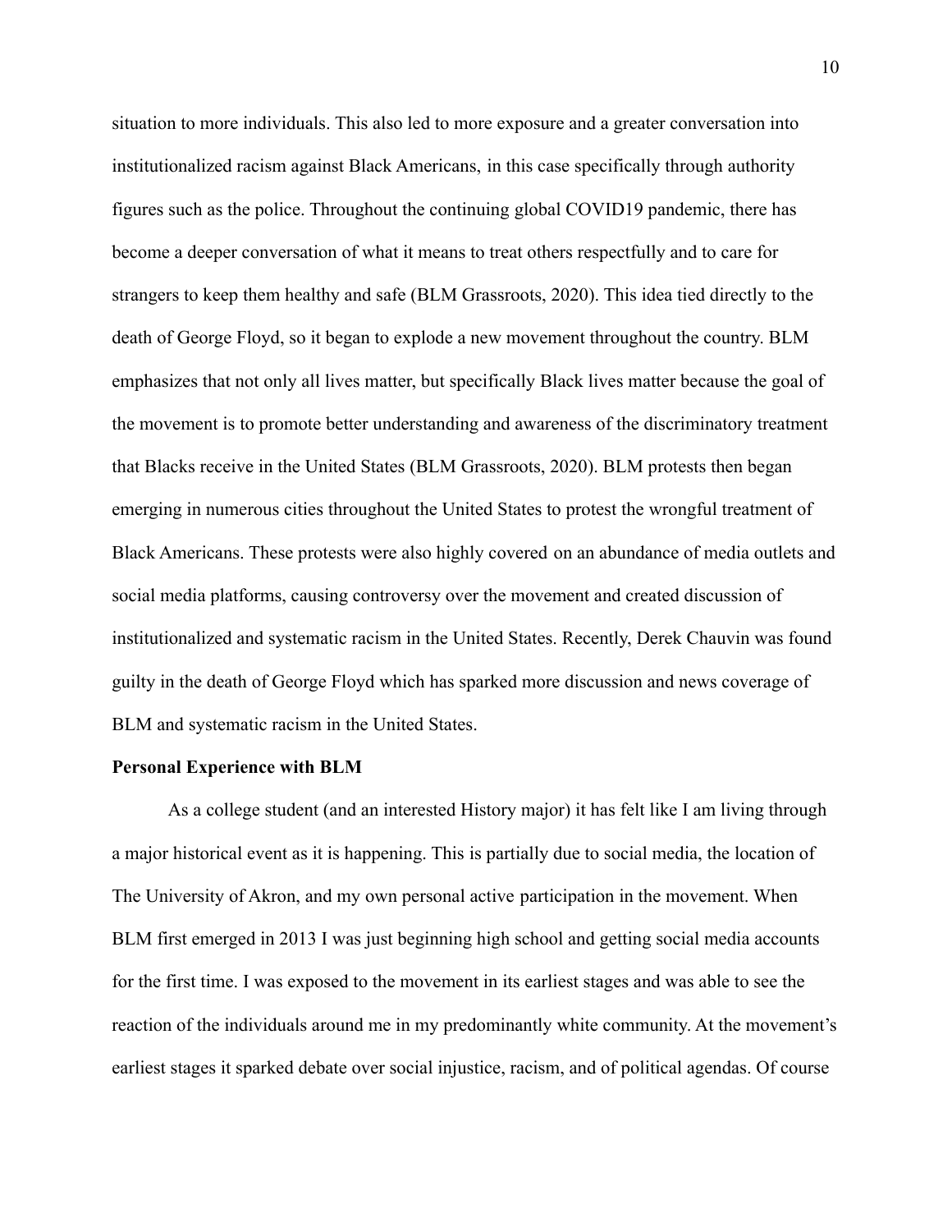situation to more individuals. This also led to more exposure and a greater conversation into institutionalized racism against Black Americans, in this case specifically through authority figures such as the police. Throughout the continuing global COVID19 pandemic, there has become a deeper conversation of what it means to treat others respectfully and to care for strangers to keep them healthy and safe (BLM Grassroots, 2020). This idea tied directly to the death of George Floyd, so it began to explode a new movement throughout the country. BLM emphasizes that not only all lives matter, but specifically Black lives matter because the goal of the movement is to promote better understanding and awareness of the discriminatory treatment that Blacks receive in the United States (BLM Grassroots, 2020). BLM protests then began emerging in numerous cities throughout the United States to protest the wrongful treatment of Black Americans. These protests were also highly covered on an abundance of media outlets and social media platforms, causing controversy over the movement and created discussion of institutionalized and systematic racism in the United States. Recently, Derek Chauvin was found guilty in the death of George Floyd which has sparked more discussion and news coverage of BLM and systematic racism in the United States.

**Personal Experience with BLM**

As a college student (and an interested History major) it has felt like I am living through a major historical event as it is happening. This is partially due to social media, the location of The University of Akron, and my own personal active participation in the movement. When BLM first emerged in 2013 I was just beginning high school and getting social media accounts for the first time. I was exposed to the movement in its earliest stages and was able to see the reaction of the individuals around me in my predominantly white community. At the movement's earliest stages it sparked debate over social injustice, racism, and of political agendas. Of course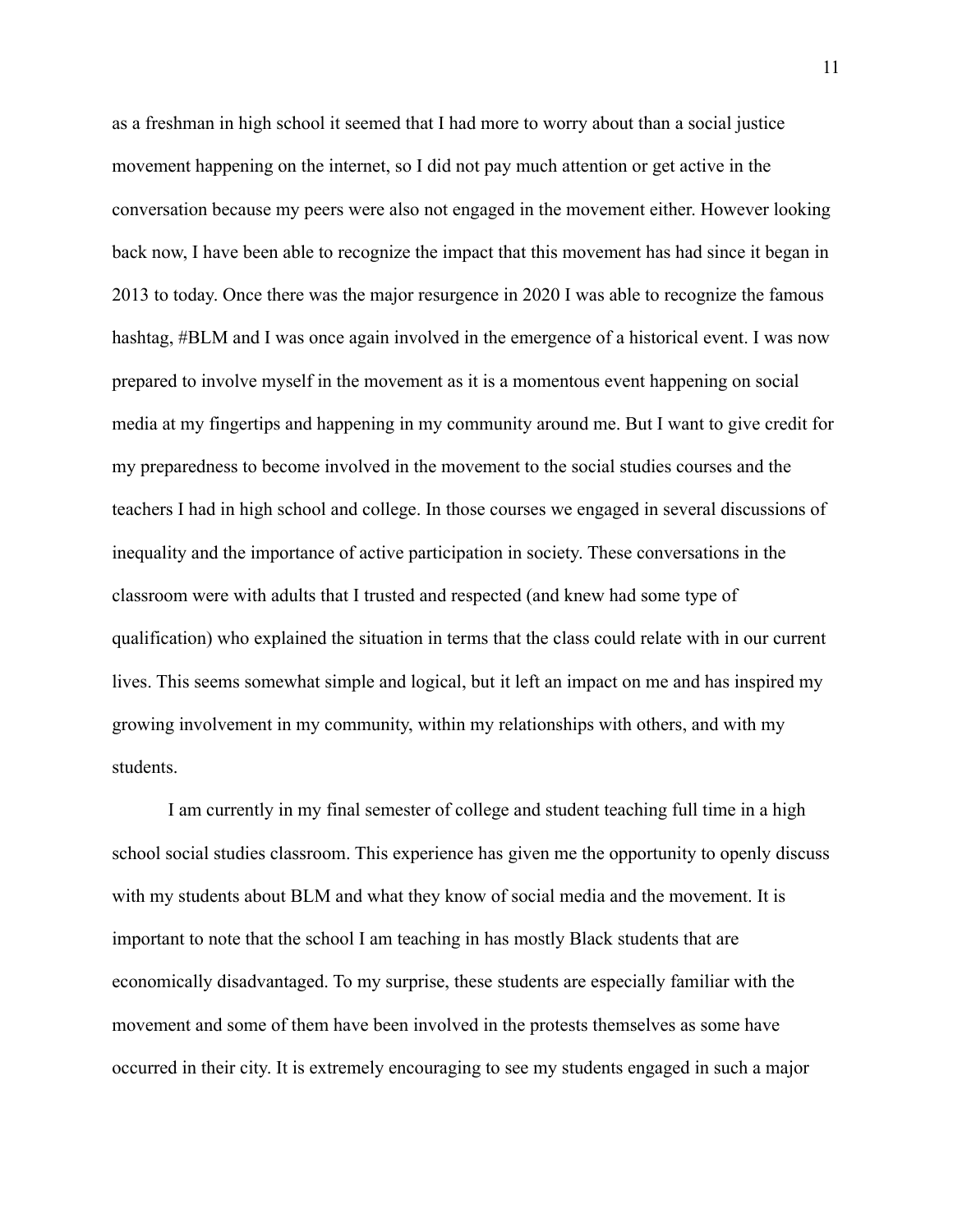as a freshman in high school it seemed that I had more to worry about than a social justice movement happening on the internet, so I did not pay much attention or get active in the conversation because my peers were also not engaged in the movement either. However looking back now, I have been able to recognize the impact that this movement has had since it began in 2013 to today. Once there was the major resurgence in 2020 I was able to recognize the famous hashtag, #BLM and I was once again involved in the emergence of a historical event. I was now prepared to involve myself in the movement as it is a momentous event happening on social media at my fingertips and happening in my community around me. But I want to give credit for my preparedness to become involved in the movement to the social studies courses and the teachers I had in high school and college. In those courses we engaged in several discussions of inequality and the importance of active participation in society. These conversations in the classroom were with adults that I trusted and respected (and knew had some type of qualification) who explained the situation in terms that the class could relate with in our current lives. This seems somewhat simple and logical, but it left an impact on me and has inspired my growing involvement in my community, within my relationships with others, and with my students.

I am currently in my final semester of college and student teaching full time in a high school social studies classroom. This experience has given me the opportunity to openly discuss with my students about BLM and what they know of social media and the movement. It is important to note that the school I am teaching in has mostly Black students that are economically disadvantaged. To my surprise, these students are especially familiar with the movement and some of them have been involved in the protests themselves as some have occurred in their city. It is extremely encouraging to see my students engaged in such a major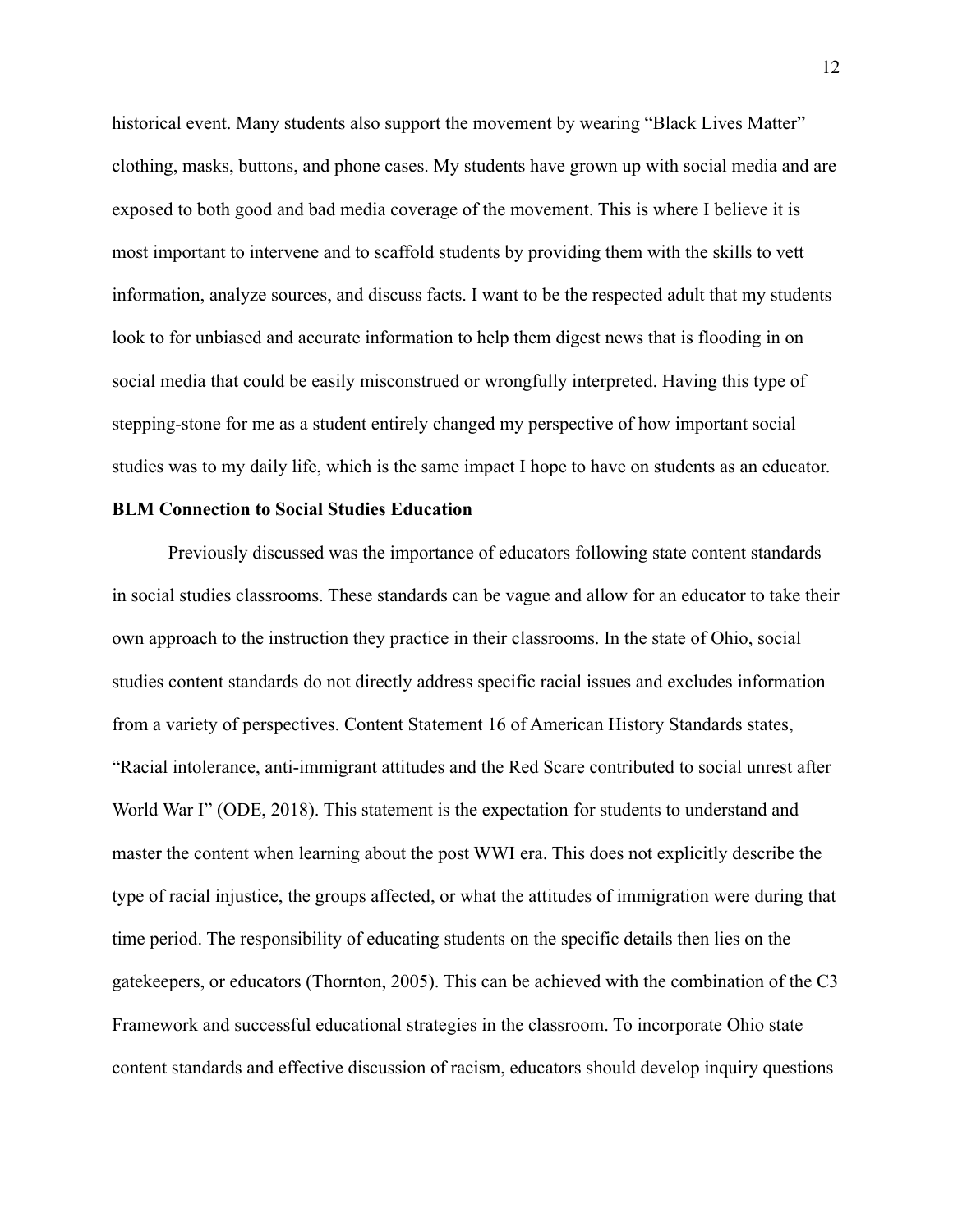historical event. Many students also support the movement by wearing "Black Lives Matter" clothing, masks, buttons, and phone cases. My students have grown up with social media and are exposed to both good and bad media coverage of the movement. This is where I believe it is most important to intervene and to scaffold students by providing them with the skills to vett information, analyze sources, and discuss facts. I want to be the respected adult that my students look to for unbiased and accurate information to help them digest news that is flooding in on social media that could be easily misconstrued or wrongfully interpreted. Having this type of stepping-stone for me as a student entirely changed my perspective of how important social studies was to my daily life, which is the same impact I hope to have on students as an educator.

**BLM Connection to Social Studies Education**

Previously discussed was the importance of educators following state content standards in social studies classrooms. These standards can be vague and allow for an educator to take their own approach to the instruction they practice in their classrooms. In the state of Ohio, social studies content standards do not directly address specific racial issues and excludes information from a variety of perspectives. Content Statement 16 of American History Standards states, "Racial intolerance, anti-immigrant attitudes and the Red Scare contributed to social unrest after World War I" (ODE, 2018). This statement is the expectation for students to understand and master the content when learning about the post WWI era. This does not explicitly describe the type of racial injustice, the groups affected, or what the attitudes of immigration were during that time period. The responsibility of educating students on the specific details then lies on the gatekeepers, or educators (Thornton, 2005). This can be achieved with the combination of the C3 Framework and successful educational strategies in the classroom. To incorporate Ohio state content standards and effective discussion of racism, educators should develop inquiry questions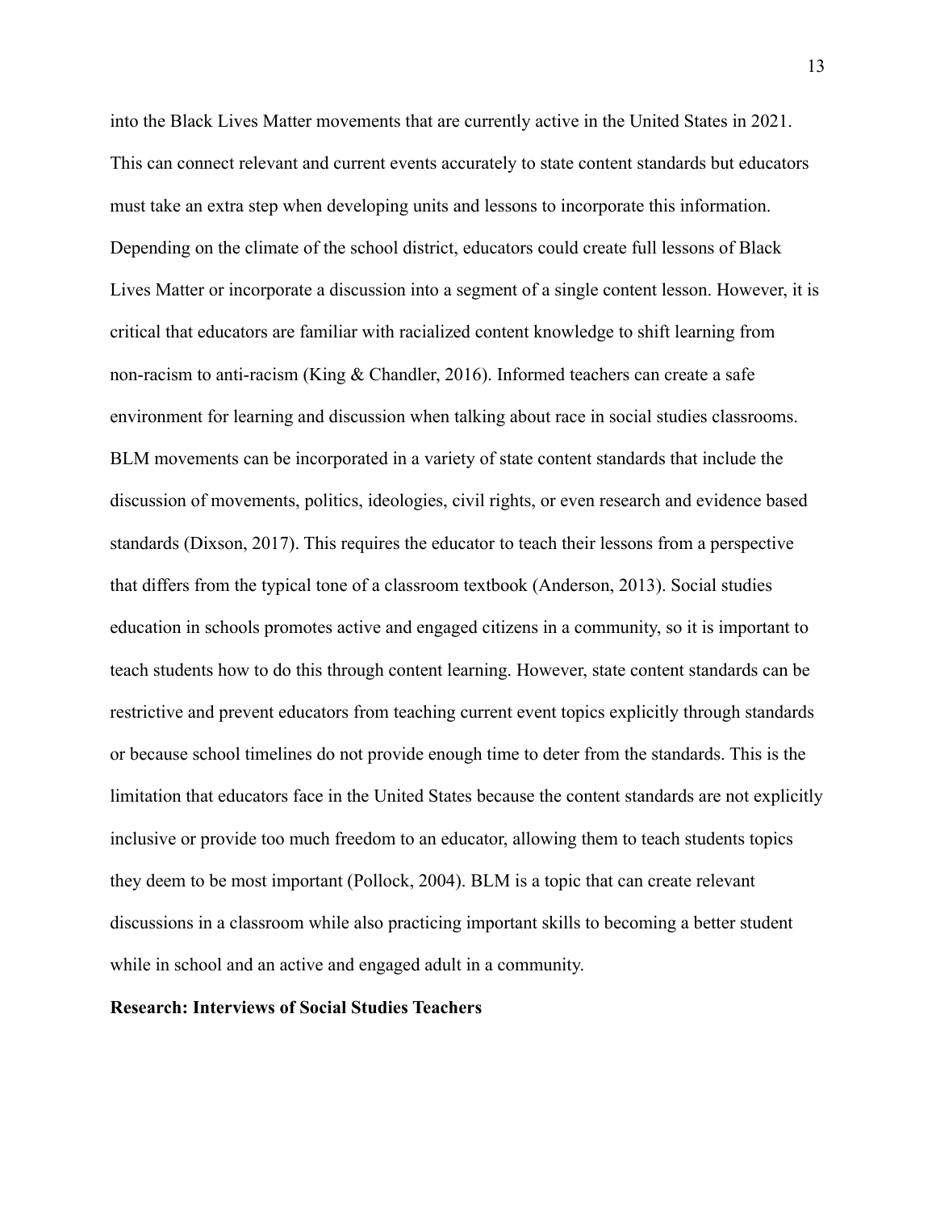into the Black Lives Matter movements that are currently active in the United States in 2021. This can connect relevant and current events accurately to state content standards but educators must take an extra step when developing units and lessons to incorporate this information. Depending on the climate of the school district, educators could create full lessons of Black Lives Matter or incorporate a discussion into a segment of a single content lesson. However, it is critical that educators are familiar with racialized content knowledge to shift learning from non-racism to anti-racism (King & Chandler, 2016). Informed teachers can create a safe environment for learning and discussion when talking about race in social studies classrooms. BLM movements can be incorporated in a variety of state content standards that include the discussion of movements, politics, ideologies, civil rights, or even research and evidence based standards (Dixson, 2017). This requires the educator to teach their lessons from a perspective that differs from the typical tone of a classroom textbook (Anderson, 2013). Social studies education in schools promotes active and engaged citizens in a community, so it is important to teach students how to do this through content learning. However, state content standards can be restrictive and prevent educators from teaching current event topics explicitly through standards or because school timelines do not provide enough time to deter from the standards. This is the limitation that educators face in the United States because the content standards are not explicitly inclusive or provide too much freedom to an educator, allowing them to teach students topics they deem to be most important (Pollock, 2004). BLM is a topic that can create relevant discussions in a classroom while also practicing important skills to becoming a better student while in school and an active and engaged adult in a community.

**Research: Interviews of Social Studies Teachers**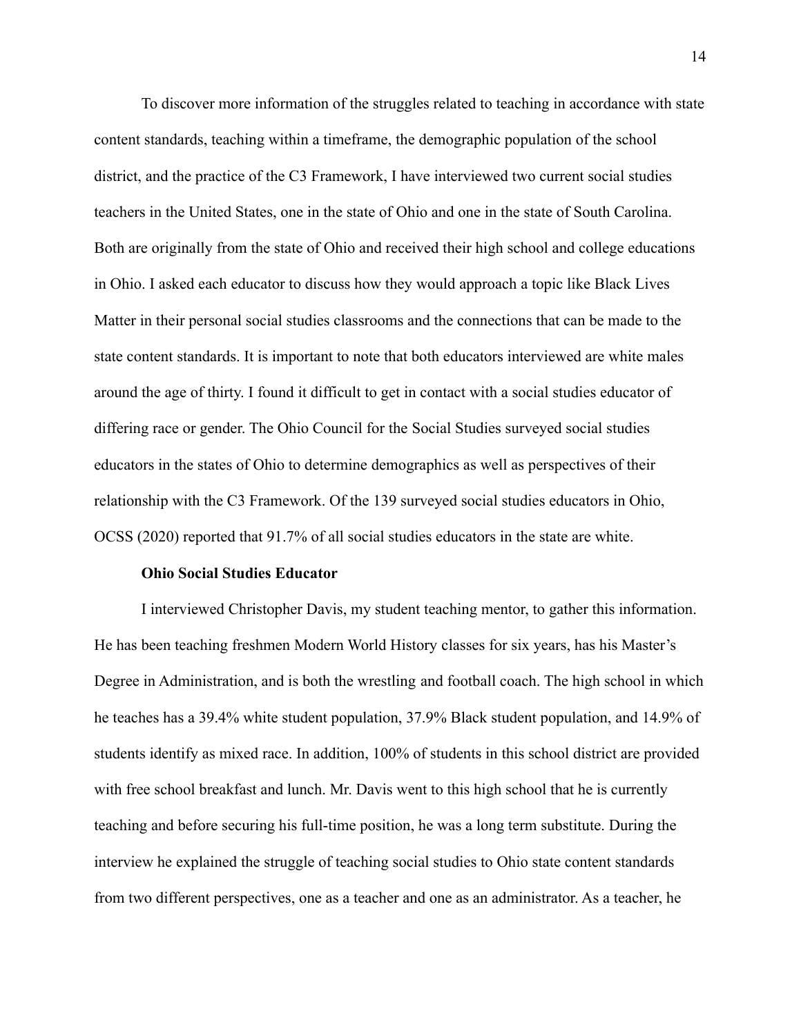To discover more information of the struggles related to teaching in accordance with state content standards, teaching within a timeframe, the demographic population of the school district, and the practice of the C3 Framework, I have interviewed two current social studies teachers in the United States, one in the state of Ohio and one in the state of South Carolina. Both are originally from the state of Ohio and received their high school and college educations in Ohio. I asked each educator to discuss how they would approach a topic like Black Lives Matter in their personal social studies classrooms and the connections that can be made to the state content standards. It is important to note that both educators interviewed are white males around the age of thirty. I found it difficult to get in contact with a social studies educator of differing race or gender. The Ohio Council for the Social Studies surveyed social studies educators in the states of Ohio to determine demographics as well as perspectives of their relationship with the C3 Framework. Of the 139 surveyed social studies educators in Ohio, OCSS (2020) reported that 91.7% of all social studies educators in the state are white.

### Ohio Social Studies Educator

I interviewed Christopher Davis, my student teaching mentor, to gather this information. He has been teaching freshmen Modern World History classes for six years, has his Master's Degree in Administration, and is both the wrestling and football coach. The high school in which he teaches has a 39.4% white student population, 37.9% Black student population, and 14.9% of students identify as mixed race. In addition, 100% of students in this school district are provided with free school breakfast and lunch. Mr. Davis went to this high school that he is currently teaching and before securing his full-time position, he was a long term substitute. During the interview he explained the struggle of teaching social studies to Ohio state content standards from two different perspectives, one as a teacher and one as an administrator. As a teacher, he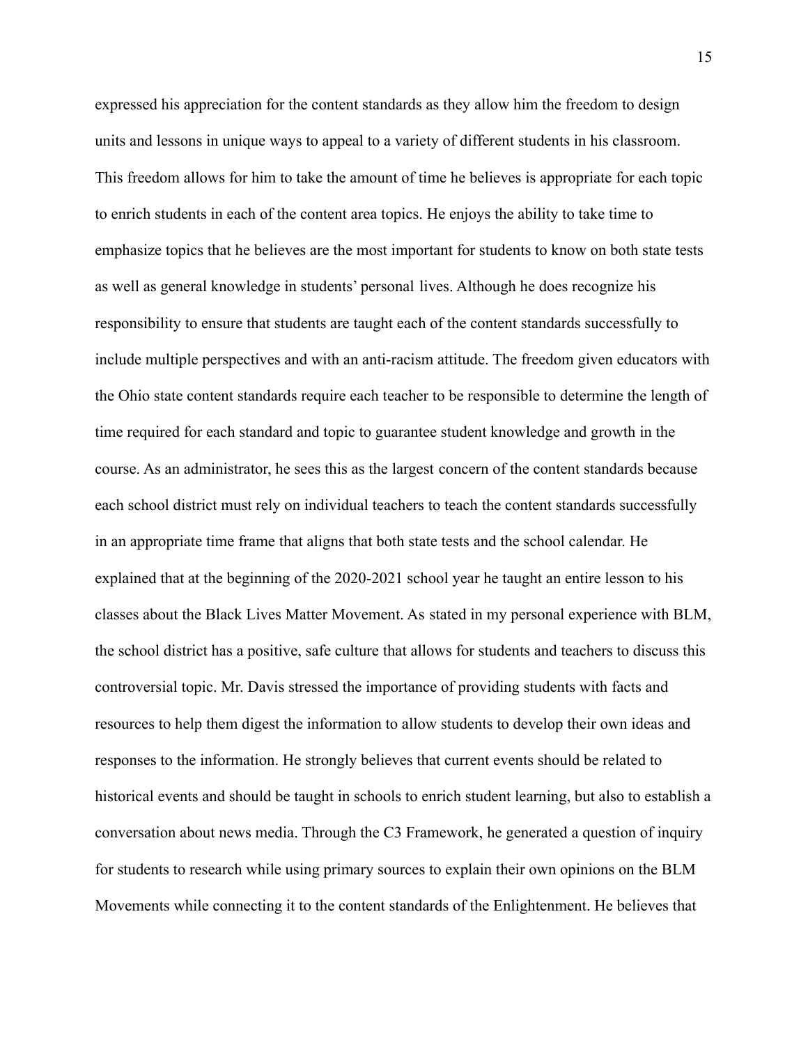expressed his appreciation for the content standards as they allow him the freedom to design units and lessons in unique ways to appeal to a variety of different students in his classroom. This freedom allows for him to take the amount of time he believes is appropriate for each topic to enrich students in each of the content area topics. He enjoys the ability to take time to emphasize topics that he believes are the most important for students to know on both state tests as well as general knowledge in students' personal lives. Although he does recognize his responsibility to ensure that students are taught each of the content standards successfully to include multiple perspectives and with an anti-racism attitude. The freedom given educators with the Ohio state content standards require each teacher to be responsible to determine the length of time required for each standard and topic to guarantee student knowledge and growth in the course. As an administrator, he sees this as the largest concern of the content standards because each school district must rely on individual teachers to teach the content standards successfully in an appropriate time frame that aligns that both state tests and the school calendar. He explained that at the beginning of the 2020-2021 school year he taught an entire lesson to his classes about the Black Lives Matter Movement. As stated in my personal experience with BLM, the school district has a positive, safe culture that allows for students and teachers to discuss this controversial topic. Mr. Davis stressed the importance of providing students with facts and resources to help them digest the information to allow students to develop their own ideas and responses to the information. He strongly believes that current events should be related to historical events and should be taught in schools to enrich student learning, but also to establish a conversation about news media. Through the C3 Framework, he generated a question of inquiry for students to research while using primary sources to explain their own opinions on the BLM Movements while connecting it to the content standards of the Enlightenment. He believes that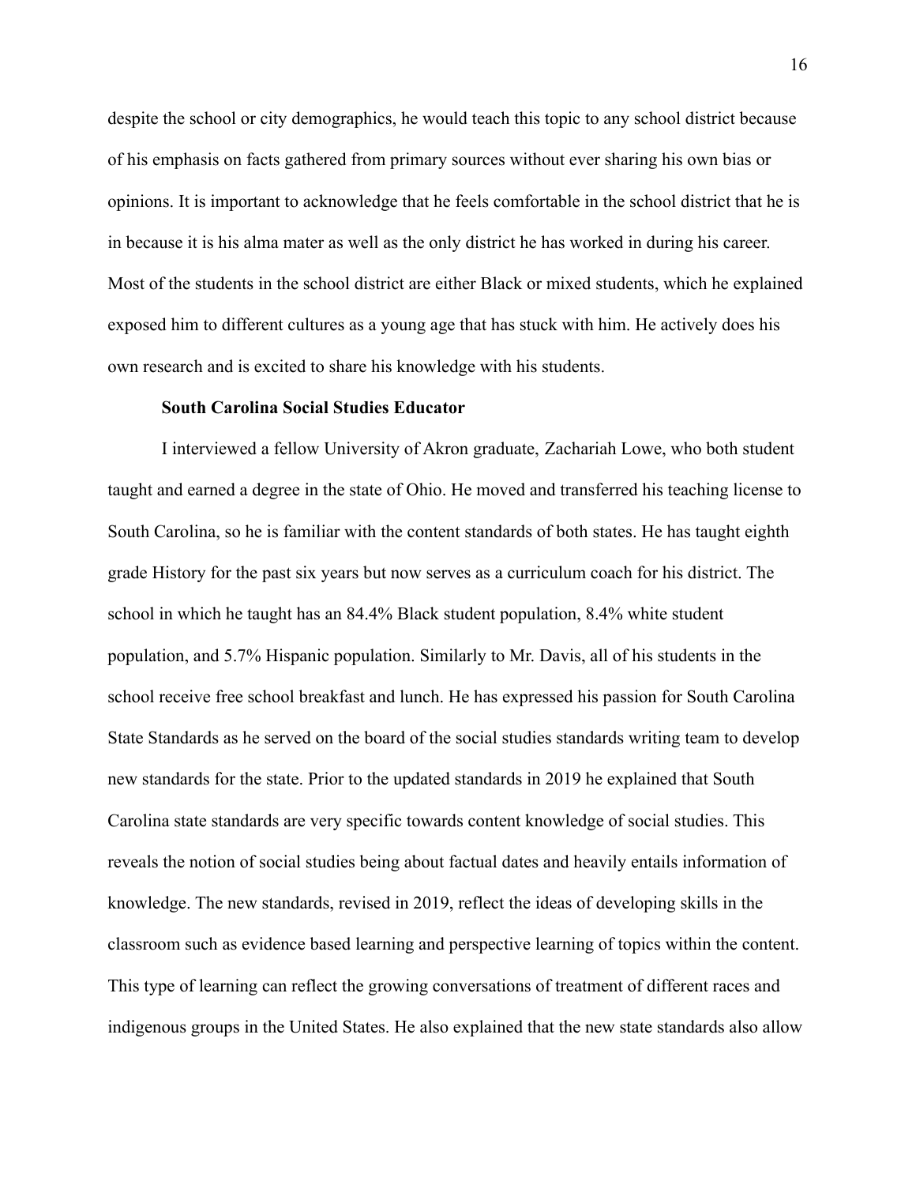despite the school or city demographics, he would teach this topic to any school district because of his emphasis on facts gathered from primary sources without ever sharing his own bias or opinions. It is important to acknowledge that he feels comfortable in the school district that he is in because it is his alma mater as well as the only district he has worked in during his career. Most of the students in the school district are either Black or mixed students, which he explained exposed him to different cultures as a young age that has stuck with him. He actively does his own research and is excited to share his knowledge with his students.

**South Carolina Social Studies Educator**

I interviewed a fellow University of Akron graduate, Zachariah Lowe, who both student taught and earned a degree in the state of Ohio. He moved and transferred his teaching license to South Carolina, so he is familiar with the content standards of both states. He has taught eighth grade History for the past six years but now serves as a curriculum coach for his district. The school in which he taught has an 84.4% Black student population, 8.4% white student population, and 5.7% Hispanic population. Similarly to Mr. Davis, all of his students in the school receive free school breakfast and lunch. He has expressed his passion for South Carolina State Standards as he served on the board of the social studies standards writing team to develop new standards for the state. Prior to the updated standards in 2019 he explained that South Carolina state standards are very specific towards content knowledge of social studies. This reveals the notion of social studies being about factual dates and heavily entails information of knowledge. The new standards, revised in 2019, reflect the ideas of developing skills in the classroom such as evidence based learning and perspective learning of topics within the content. This type of learning can reflect the growing conversations of treatment of different races and indigenous groups in the United States. He also explained that the new state standards also allow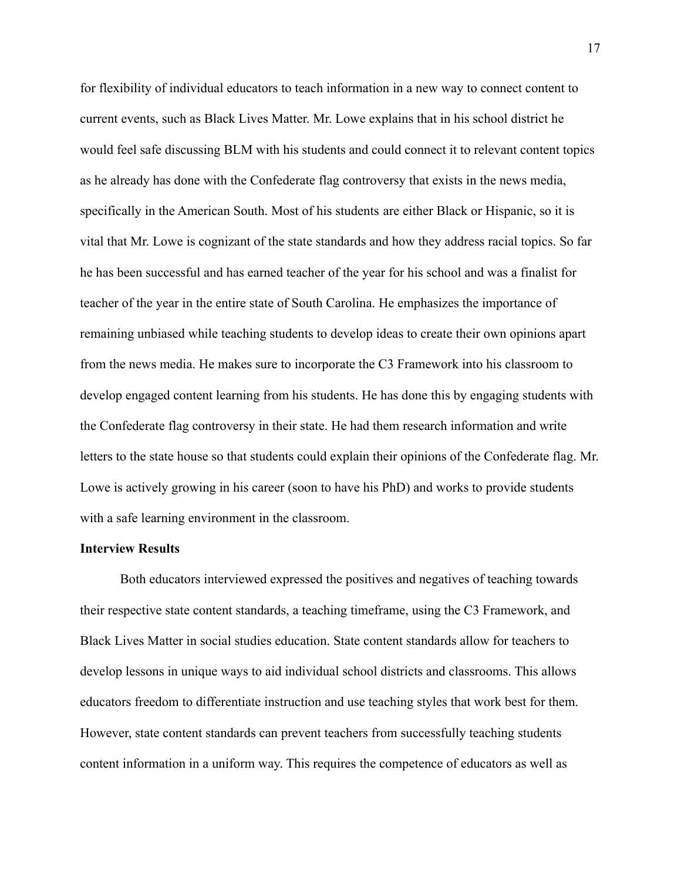for flexibility of individual educators to teach information in a new way to connect content to current events, such as Black Lives Matter. Mr. Lowe explains that in his school district he would feel safe discussing BLM with his students and could connect it to relevant content topics as he already has done with the Confederate flag controversy that exists in the news media, specifically in the American South. Most of his students are either Black or Hispanic, so it is vital that Mr. Lowe is cognizant of the state standards and how they address racial topics. So far he has been successful and has earned teacher of the year for his school and was a finalist for teacher of the year in the entire state of South Carolina. He emphasizes the importance of remaining unbiased while teaching students to develop ideas to create their own opinions apart from the news media. He makes sure to incorporate the C3 Framework into his classroom to develop engaged content learning from his students. He has done this by engaging students with the Confederate flag controversy in their state. He had them research information and write letters to the state house so that students could explain their opinions of the Confederate flag. Mr. Lowe is actively growing in his career (soon to have his PhD) and works to provide students with a safe learning environment in the classroom.

**Interview Results**

Both educators interviewed expressed the positives and negatives of teaching towards their respective state content standards, a teaching timeframe, using the C3 Framework, and Black Lives Matter in social studies education. State content standards allow for teachers to develop lessons in unique ways to aid individual school districts and classrooms. This allows educators freedom to differentiate instruction and use teaching styles that work best for them. However, state content standards can prevent teachers from successfully teaching students content information in a uniform way. This requires the competence of educators as well as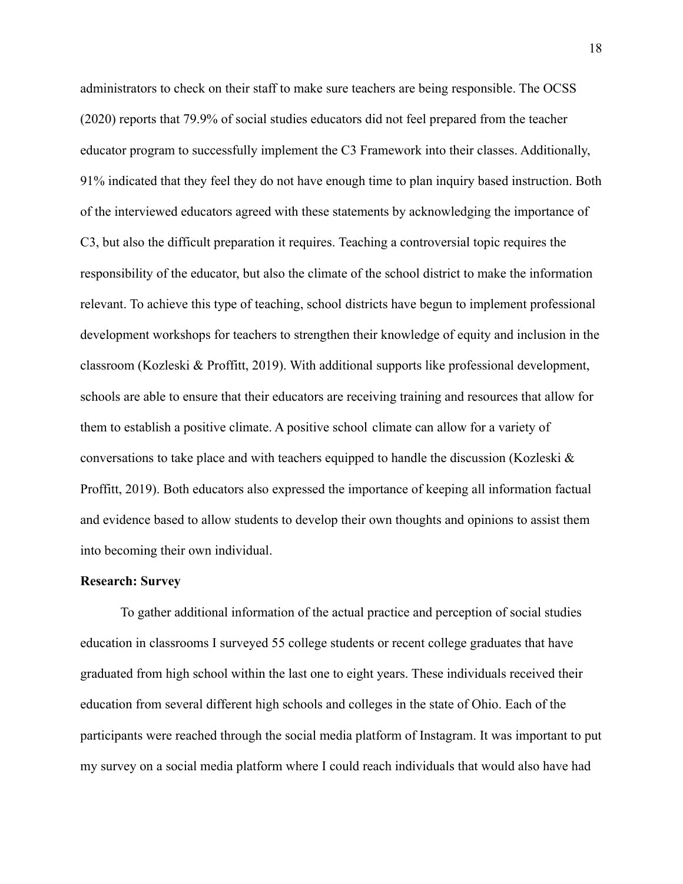administrators to check on their staff to make sure teachers are being responsible. The OCSS (2020) reports that 79.9% of social studies educators did not feel prepared from the teacher educator program to successfully implement the C3 Framework into their classes. Additionally, 91% indicated that they feel they do not have enough time to plan inquiry based instruction. Both of the interviewed educators agreed with these statements by acknowledging the importance of C3, but also the difficult preparation it requires. Teaching a controversial topic requires the responsibility of the educator, but also the climate of the school district to make the information relevant. To achieve this type of teaching, school districts have begun to implement professional development workshops for teachers to strengthen their knowledge of equity and inclusion in the classroom (Kozleski & Proffitt, 2019). With additional supports like professional development, schools are able to ensure that their educators are receiving training and resources that allow for them to establish a positive climate. A positive school climate can allow for a variety of conversations to take place and with teachers equipped to handle the discussion (Kozleski & Proffitt, 2019). Both educators also expressed the importance of keeping all information factual and evidence based to allow students to develop their own thoughts and opinions to assist them into becoming their own individual.

**Research: Survey**

To gather additional information of the actual practice and perception of social studies education in classrooms I surveyed 55 college students or recent college graduates that have graduated from high school within the last one to eight years. These individuals received their education from several different high schools and colleges in the state of Ohio. Each of the participants were reached through the social media platform of Instagram. It was important to put my survey on a social media platform where I could reach individuals that would also have had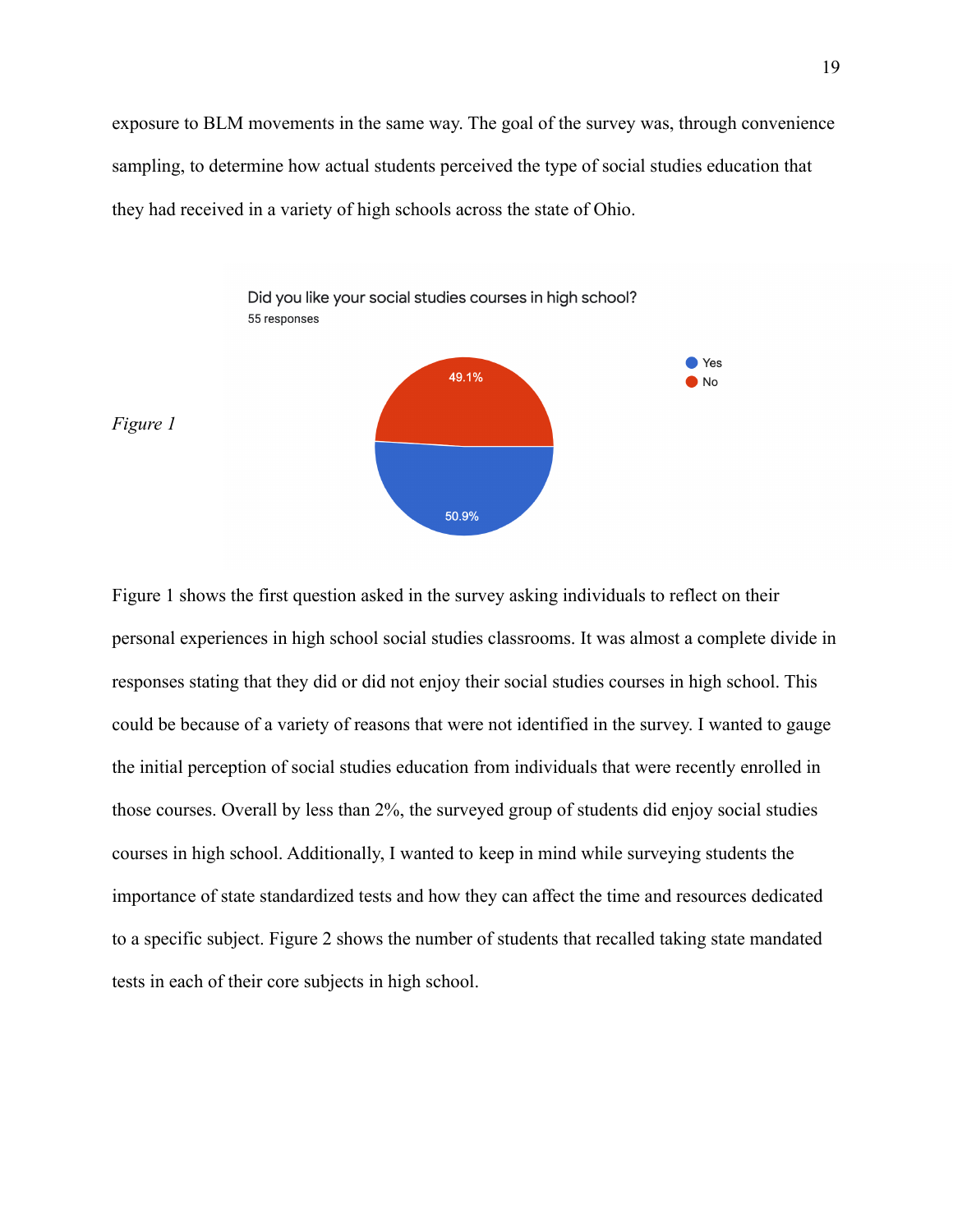exposure to BLM movements in the same way. The goal of the survey was, through convenience sampling, to determine how actual students perceived the type of social studies education that they had received in a variety of high schools across the state of Ohio.

*Figure 1*

Did you like your social studies courses in high school?
55 responses

- Yes: 50.9%
- No: 49.1%

Figure 1 shows the first question asked in the survey asking individuals to reflect on their personal experiences in high school social studies classrooms. It was almost a complete divide in responses stating that they did or did not enjoy their social studies courses in high school. This could be because of a variety of reasons that were not identified in the survey. I wanted to gauge the initial perception of social studies education from individuals that were recently enrolled in those courses. Overall by less than 2%, the surveyed group of students did enjoy social studies courses in high school. Additionally, I wanted to keep in mind while surveying students the importance of state standardized tests and how they can affect the time and resources dedicated to a specific subject. Figure 2 shows the number of students that recalled taking state mandated tests in each of their core subjects in high school.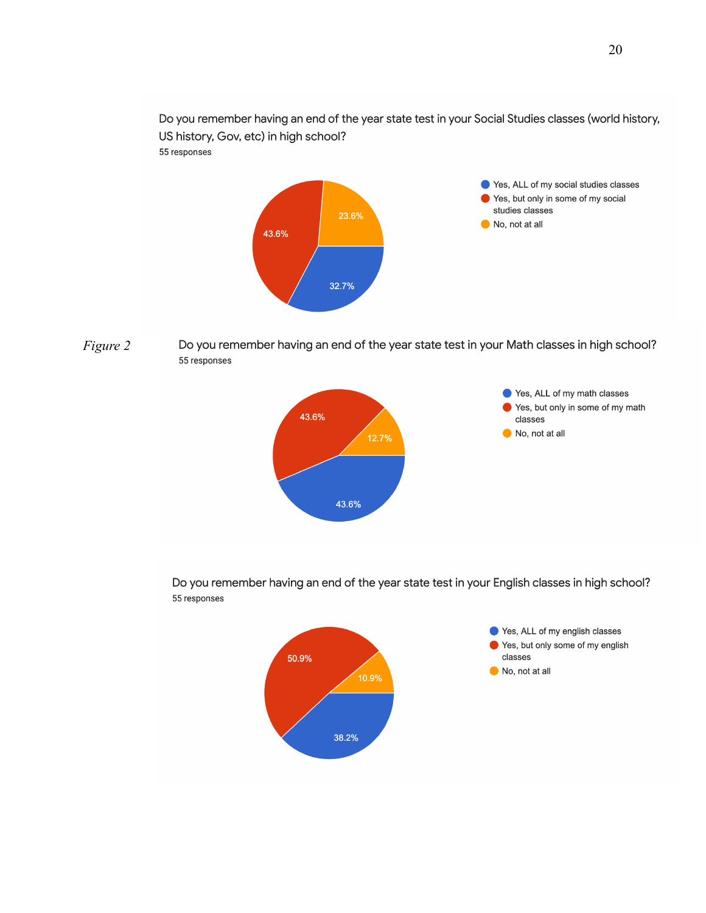*Figure 2*

Do you remember having an end of the year state test in your Social Studies classes (world history, US history, Gov, etc) in high school?

55 responses

| Response | Percentage |
| --- | --- |
| Yes, ALL of my social studies classes | 32.7% |
| Yes, but only in some of my social studies classes | 43.6% |
| No, not at all | 23.6% |

Do you remember having an end of the year state test in your Math classes in high school?

55 responses

| Response | Percentage |
| --- | --- |
| Yes, ALL of my math classes | 43.6% |
| Yes, but only in some of my math classes | 43.6% |
| No, not at all | 12.7% |

Do you remember having an end of the year state test in your English classes in high school?

55 responses

| Response | Percentage |
| --- | --- |
| Yes, ALL of my english classes | 38.2% |
| Yes, but only some of my english classes | 50.9% |
| No, not at all | 10.9% |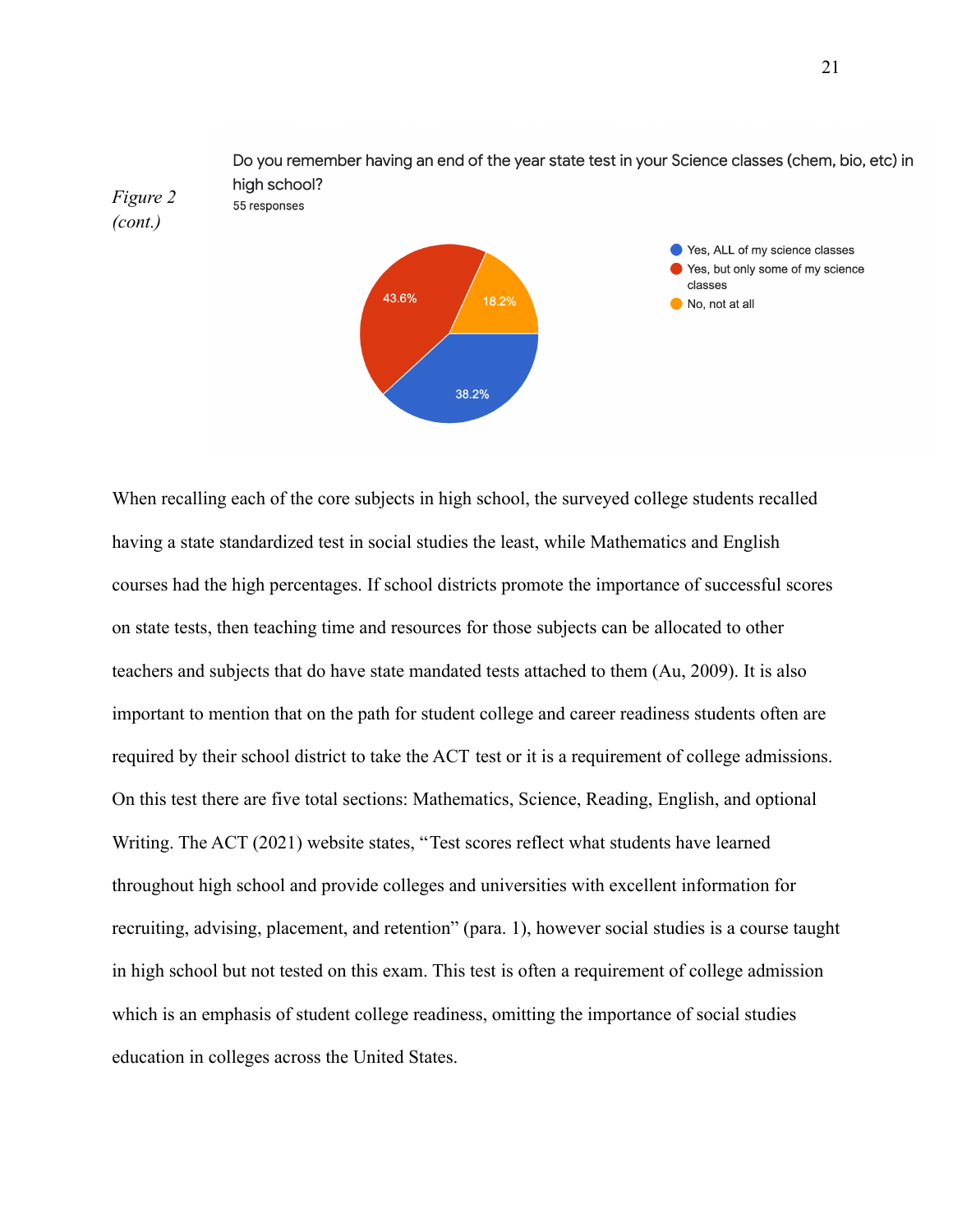*Figure 2 (cont.)*

Do you remember having an end of the year state test in your Science classes (chem, bio, etc) in high school?
55 responses

- Yes, ALL of my science classes: 38.2%
- Yes, but only some of my science classes: 43.6%
- No, not at all: 18.2%

When recalling each of the core subjects in high school, the surveyed college students recalled having a state standardized test in social studies the least, while Mathematics and English courses had the high percentages. If school districts promote the importance of successful scores on state tests, then teaching time and resources for those subjects can be allocated to other teachers and subjects that do have state mandated tests attached to them (Au, 2009). It is also important to mention that on the path for student college and career readiness students often are required by their school district to take the ACT test or it is a requirement of college admissions. On this test there are five total sections: Mathematics, Science, Reading, English, and optional Writing. The ACT (2021) website states, "Test scores reflect what students have learned throughout high school and provide colleges and universities with excellent information for recruiting, advising, placement, and retention" (para. 1), however social studies is a course taught in high school but not tested on this exam. This test is often a requirement of college admission which is an emphasis of student college readiness, omitting the importance of social studies education in colleges across the United States.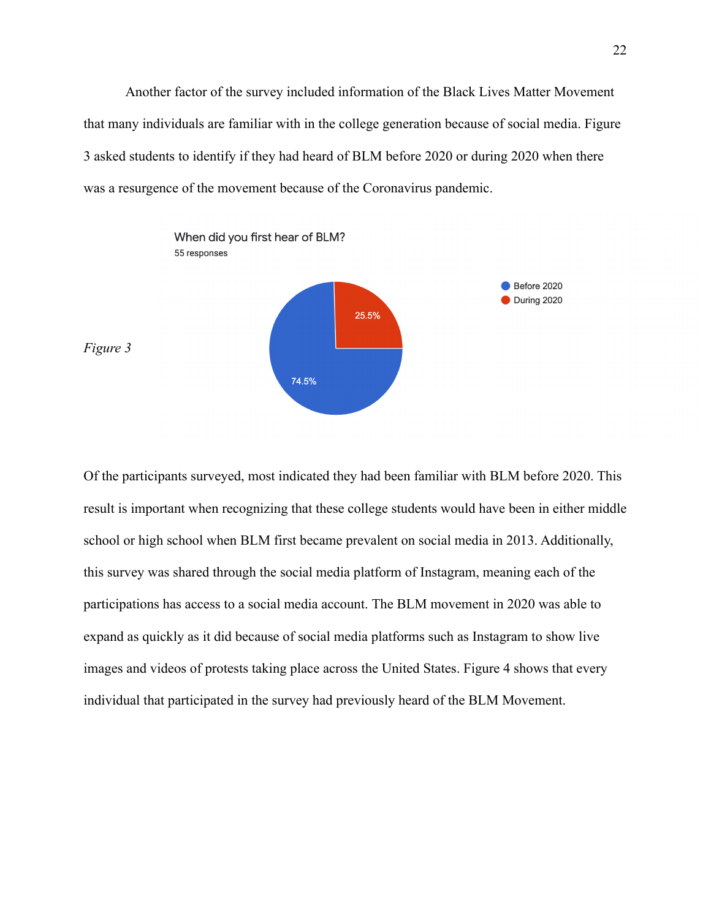Another factor of the survey included information of the Black Lives Matter Movement that many individuals are familiar with in the college generation because of social media. Figure 3 asked students to identify if they had heard of BLM before 2020 or during 2020 when there was a resurgence of the movement because of the Coronavirus pandemic.

*Figure 3*

When did you first hear of BLM?
55 responses

- Before 2020: 74.5%
- During 2020: 25.5%

Of the participants surveyed, most indicated they had been familiar with BLM before 2020. This result is important when recognizing that these college students would have been in either middle school or high school when BLM first became prevalent on social media in 2013. Additionally, this survey was shared through the social media platform of Instagram, meaning each of the participations has access to a social media account. The BLM movement in 2020 was able to expand as quickly as it did because of social media platforms such as Instagram to show live images and videos of protests taking place across the United States. Figure 4 shows that every individual that participated in the survey had previously heard of the BLM Movement.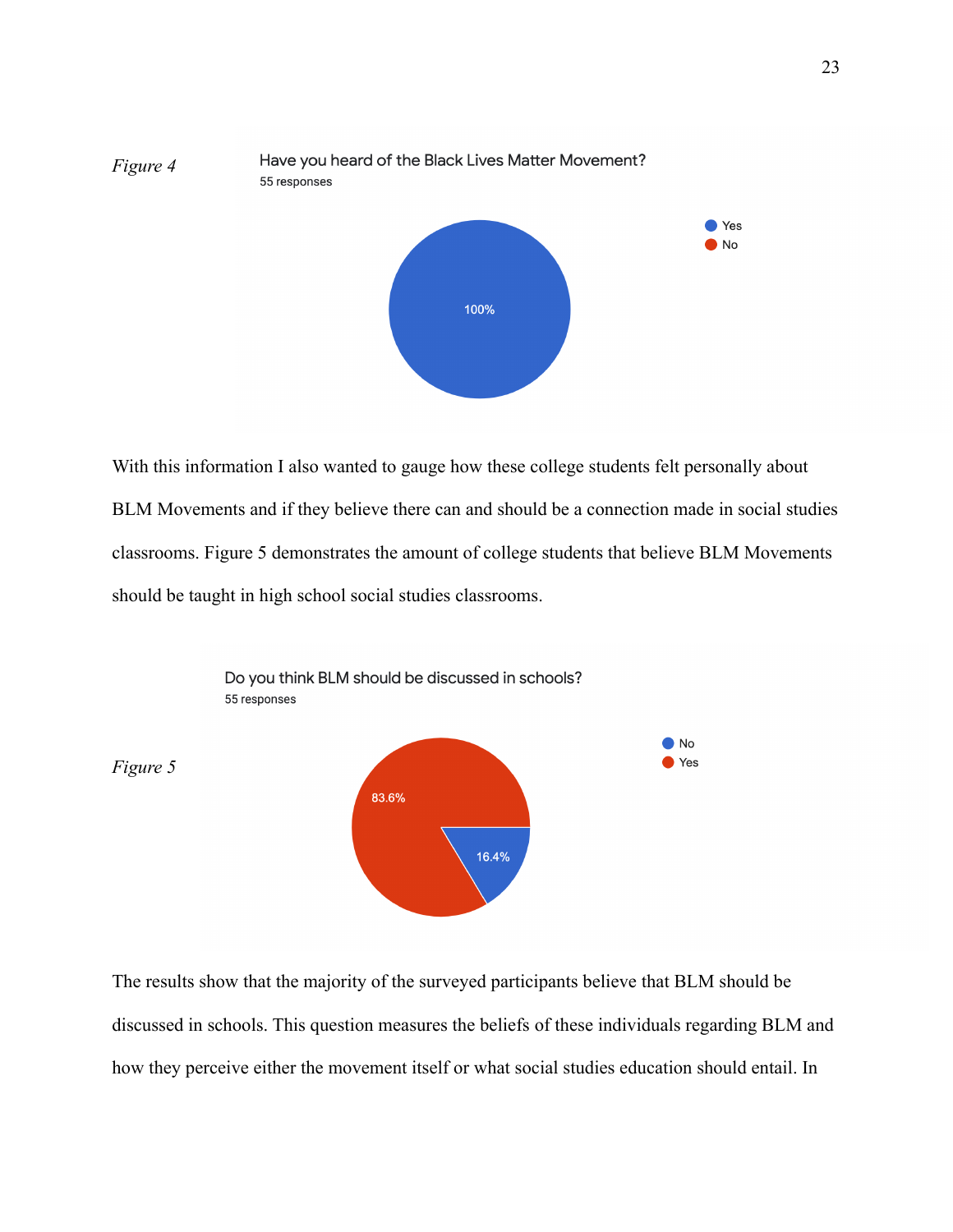*Figure 4*

Have you heard of the Black Lives Matter Movement?
55 responses

- Yes: 100%
- No

With this information I also wanted to gauge how these college students felt personally about BLM Movements and if they believe there can and should be a connection made in social studies classrooms. Figure 5 demonstrates the amount of college students that believe BLM Movements should be taught in high school social studies classrooms.

*Figure 5*

Do you think BLM should be discussed in schools?
55 responses

- No: 16.4%
- Yes: 83.6%

The results show that the majority of the surveyed participants believe that BLM should be discussed in schools. This question measures the beliefs of these individuals regarding BLM and how they perceive either the movement itself or what social studies education should entail. In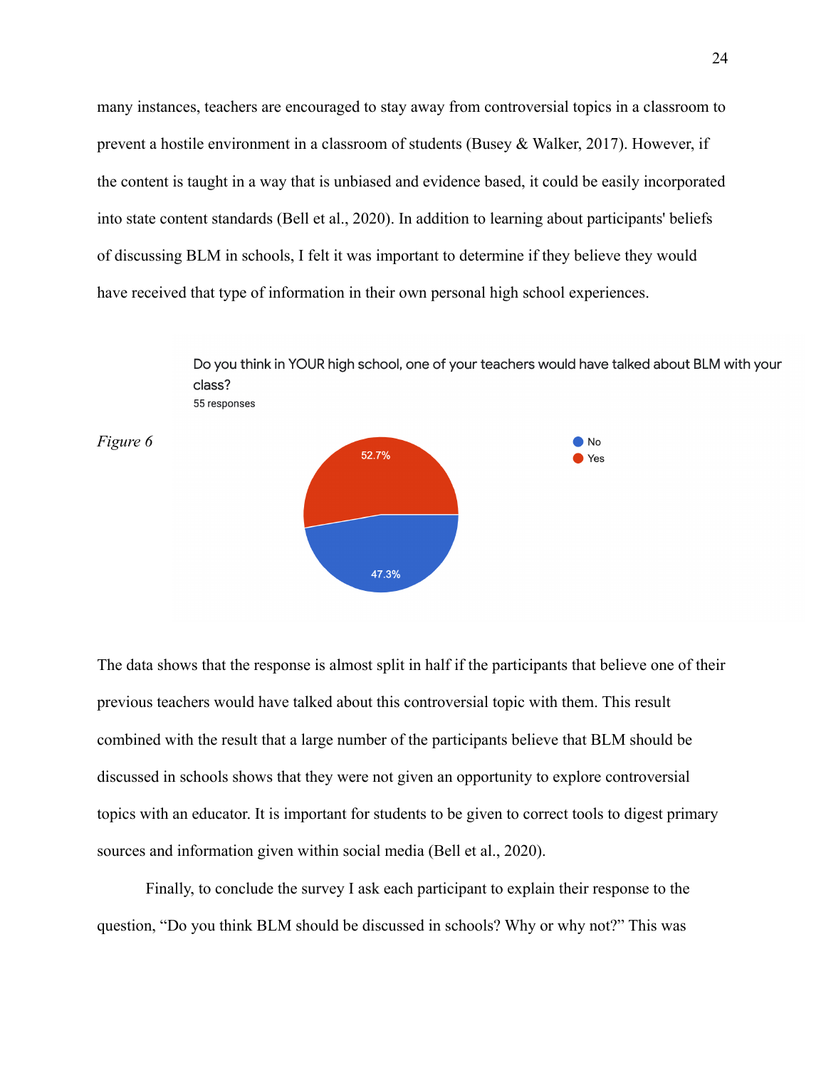many instances, teachers are encouraged to stay away from controversial topics in a classroom to prevent a hostile environment in a classroom of students (Busey & Walker, 2017). However, if the content is taught in a way that is unbiased and evidence based, it could be easily incorporated into state content standards (Bell et al., 2020). In addition to learning about participants' beliefs of discussing BLM in schools, I felt it was important to determine if they believe they would have received that type of information in their own personal high school experiences.

*Figure 6*

Do you think in YOUR high school, one of your teachers would have talked about BLM with your class?
55 responses

- No: 47.3%
- Yes: 52.7%

The data shows that the response is almost split in half if the participants that believe one of their previous teachers would have talked about this controversial topic with them. This result combined with the result that a large number of the participants believe that BLM should be discussed in schools shows that they were not given an opportunity to explore controversial topics with an educator. It is important for students to be given to correct tools to digest primary sources and information given within social media (Bell et al., 2020).

Finally, to conclude the survey I ask each participant to explain their response to the question, "Do you think BLM should be discussed in schools? Why or why not?" This was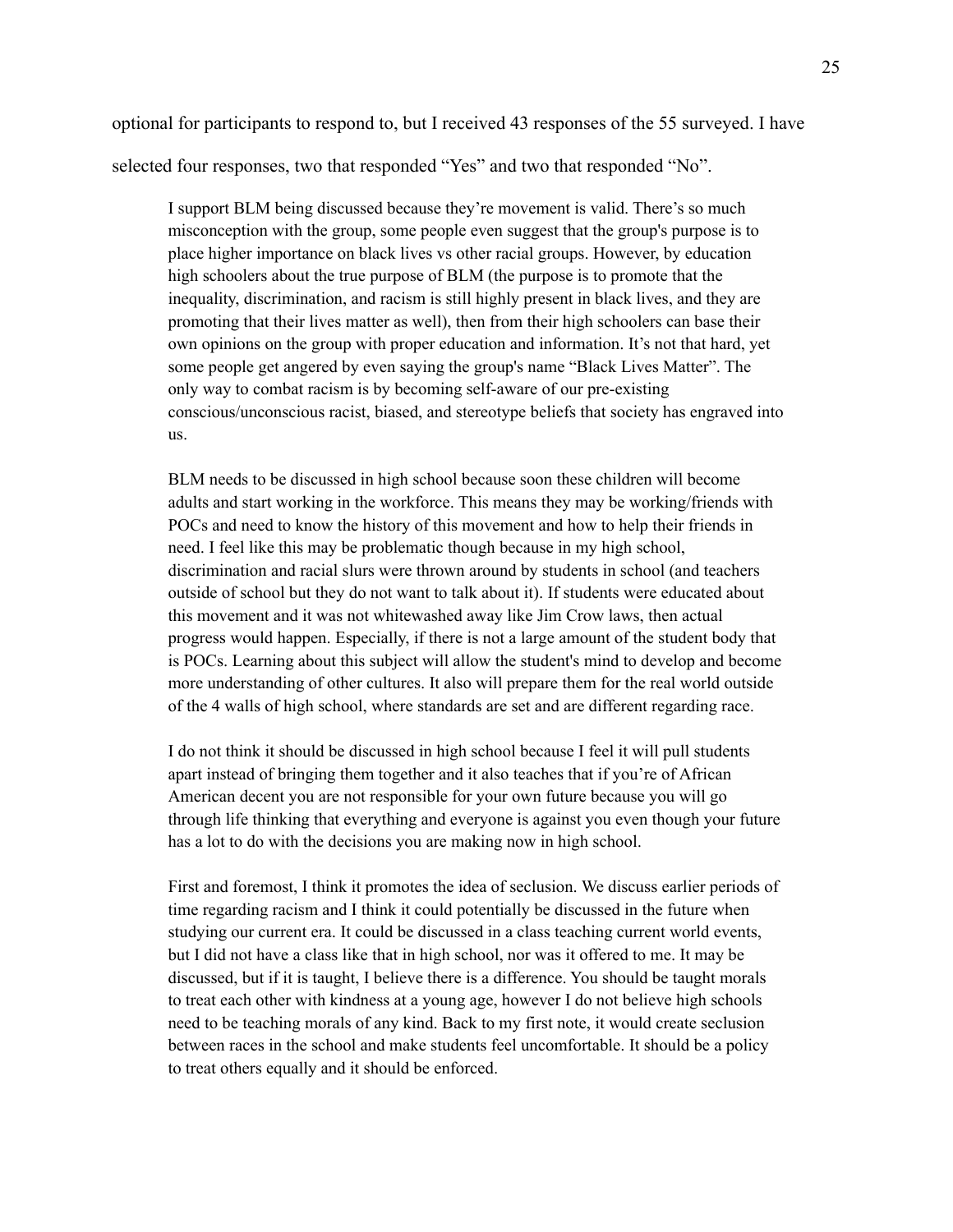optional for participants to respond to, but I received 43 responses of the 55 surveyed. I have selected four responses, two that responded "Yes" and two that responded "No".

> I support BLM being discussed because they're movement is valid. There's so much misconception with the group, some people even suggest that the group's purpose is to place higher importance on black lives vs other racial groups. However, by education high schoolers about the true purpose of BLM (the purpose is to promote that the inequality, discrimination, and racism is still highly present in black lives, and they are promoting that their lives matter as well), then from their high schoolers can base their own opinions on the group with proper education and information. It's not that hard, yet some people get angered by even saying the group's name "Black Lives Matter". The only way to combat racism is by becoming self-aware of our pre-existing conscious/unconscious racist, biased, and stereotype beliefs that society has engraved into us.

> BLM needs to be discussed in high school because soon these children will become adults and start working in the workforce. This means they may be working/friends with POCs and need to know the history of this movement and how to help their friends in need. I feel like this may be problematic though because in my high school, discrimination and racial slurs were thrown around by students in school (and teachers outside of school but they do not want to talk about it). If students were educated about this movement and it was not whitewashed away like Jim Crow laws, then actual progress would happen. Especially, if there is not a large amount of the student body that is POCs. Learning about this subject will allow the student's mind to develop and become more understanding of other cultures. It also will prepare them for the real world outside of the 4 walls of high school, where standards are set and are different regarding race.

> I do not think it should be discussed in high school because I feel it will pull students apart instead of bringing them together and it also teaches that if you're of African American decent you are not responsible for your own future because you will go through life thinking that everything and everyone is against you even though your future has a lot to do with the decisions you are making now in high school.

> First and foremost, I think it promotes the idea of seclusion. We discuss earlier periods of time regarding racism and I think it could potentially be discussed in the future when studying our current era. It could be discussed in a class teaching current world events, but I did not have a class like that in high school, nor was it offered to me. It may be discussed, but if it is taught, I believe there is a difference. You should be taught morals to treat each other with kindness at a young age, however I do not believe high schools need to be teaching morals of any kind. Back to my first note, it would create seclusion between races in the school and make students feel uncomfortable. It should be a policy to treat others equally and it should be enforced.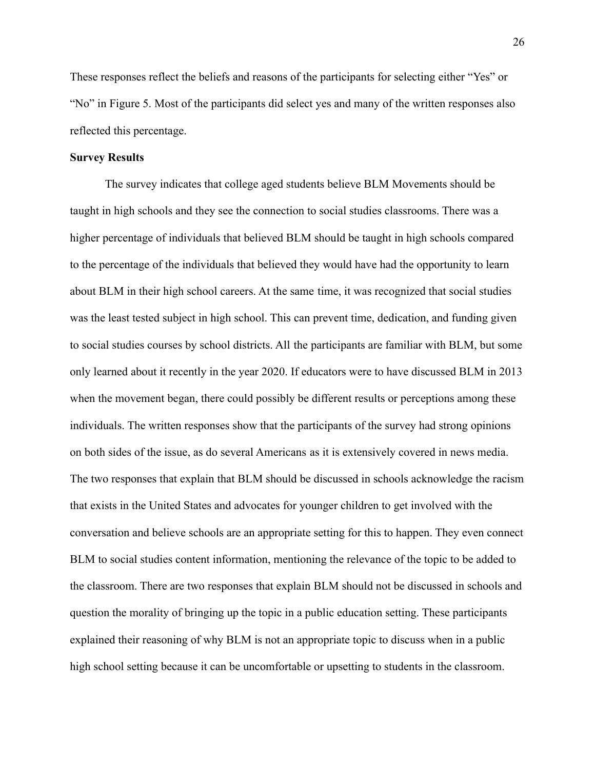These responses reflect the beliefs and reasons of the participants for selecting either "Yes" or "No" in Figure 5. Most of the participants did select yes and many of the written responses also reflected this percentage.

**Survey Results**

The survey indicates that college aged students believe BLM Movements should be taught in high schools and they see the connection to social studies classrooms. There was a higher percentage of individuals that believed BLM should be taught in high schools compared to the percentage of the individuals that believed they would have had the opportunity to learn about BLM in their high school careers. At the same time, it was recognized that social studies was the least tested subject in high school. This can prevent time, dedication, and funding given to social studies courses by school districts. All the participants are familiar with BLM, but some only learned about it recently in the year 2020. If educators were to have discussed BLM in 2013 when the movement began, there could possibly be different results or perceptions among these individuals. The written responses show that the participants of the survey had strong opinions on both sides of the issue, as do several Americans as it is extensively covered in news media. The two responses that explain that BLM should be discussed in schools acknowledge the racism that exists in the United States and advocates for younger children to get involved with the conversation and believe schools are an appropriate setting for this to happen. They even connect BLM to social studies content information, mentioning the relevance of the topic to be added to the classroom. There are two responses that explain BLM should not be discussed in schools and question the morality of bringing up the topic in a public education setting. These participants explained their reasoning of why BLM is not an appropriate topic to discuss when in a public high school setting because it can be uncomfortable or upsetting to students in the classroom.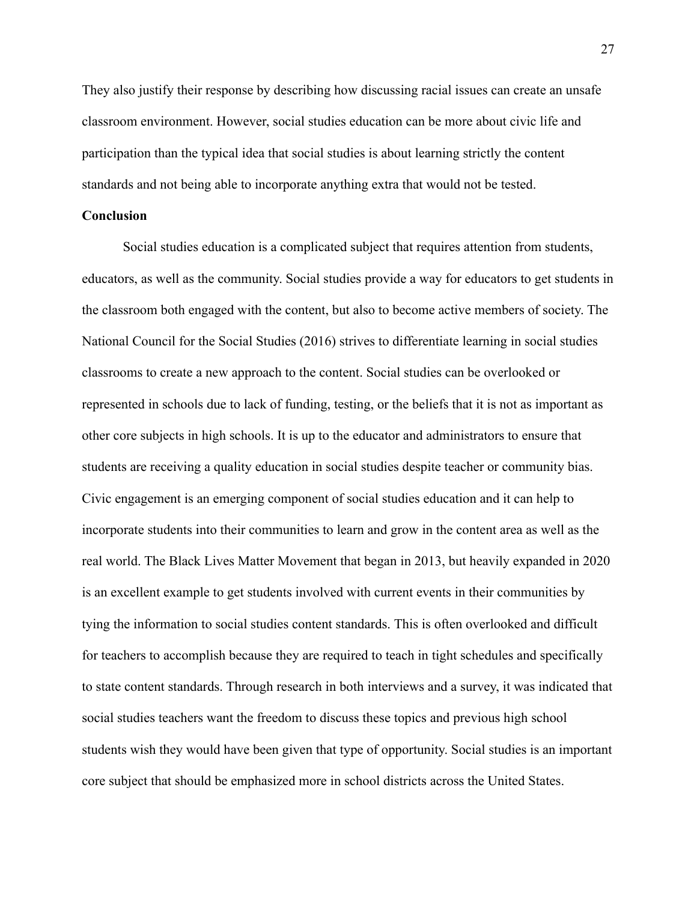They also justify their response by describing how discussing racial issues can create an unsafe classroom environment. However, social studies education can be more about civic life and participation than the typical idea that social studies is about learning strictly the content standards and not being able to incorporate anything extra that would not be tested.

**Conclusion**

Social studies education is a complicated subject that requires attention from students, educators, as well as the community. Social studies provide a way for educators to get students in the classroom both engaged with the content, but also to become active members of society. The National Council for the Social Studies (2016) strives to differentiate learning in social studies classrooms to create a new approach to the content. Social studies can be overlooked or represented in schools due to lack of funding, testing, or the beliefs that it is not as important as other core subjects in high schools. It is up to the educator and administrators to ensure that students are receiving a quality education in social studies despite teacher or community bias. Civic engagement is an emerging component of social studies education and it can help to incorporate students into their communities to learn and grow in the content area as well as the real world. The Black Lives Matter Movement that began in 2013, but heavily expanded in 2020 is an excellent example to get students involved with current events in their communities by tying the information to social studies content standards. This is often overlooked and difficult for teachers to accomplish because they are required to teach in tight schedules and specifically to state content standards. Through research in both interviews and a survey, it was indicated that social studies teachers want the freedom to discuss these topics and previous high school students wish they would have been given that type of opportunity. Social studies is an important core subject that should be emphasized more in school districts across the United States.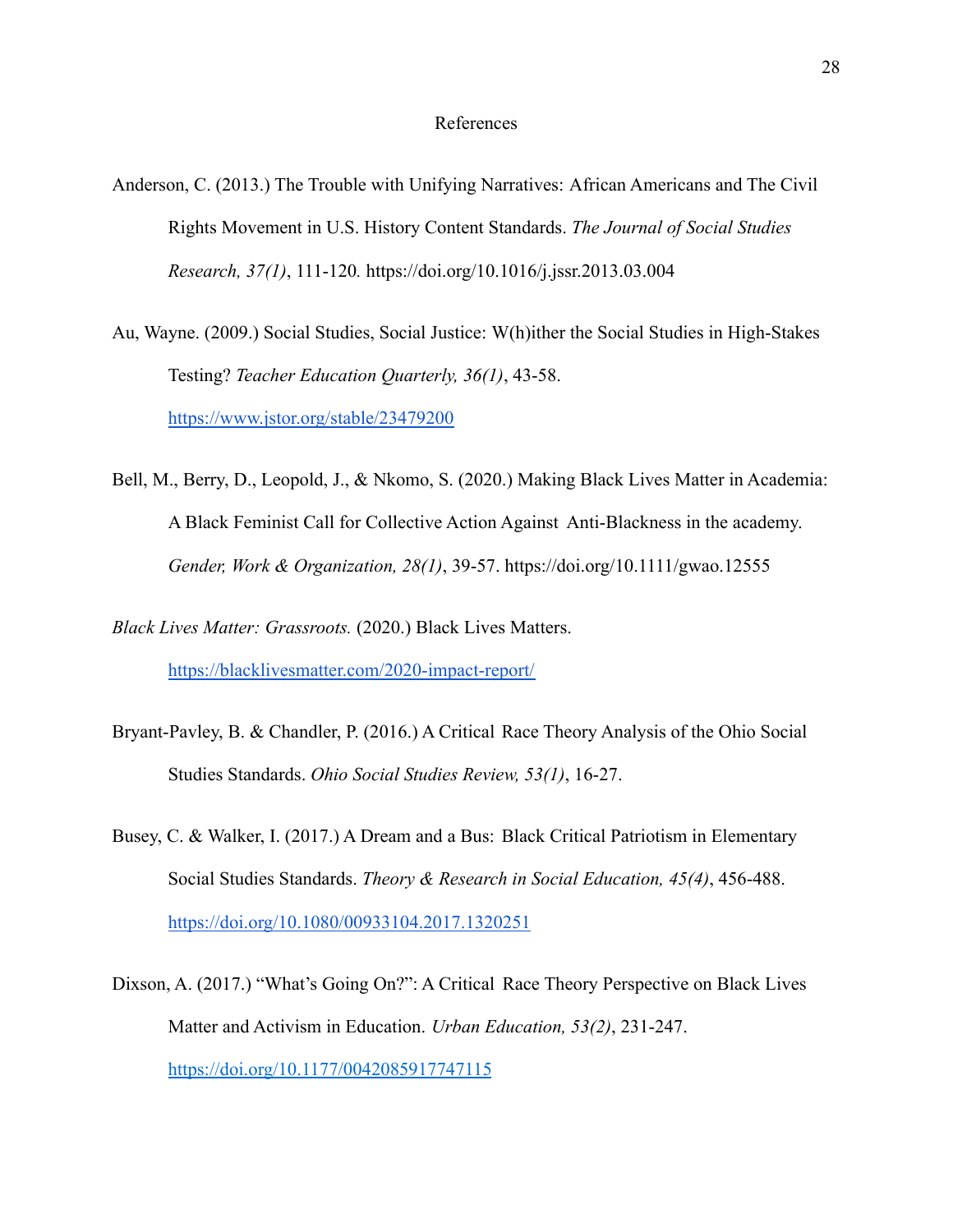# References

Anderson, C. (2013.) The Trouble with Unifying Narratives: African Americans and The Civil Rights Movement in U.S. History Content Standards. *The Journal of Social Studies Research, 37(1)*, 111-120. https://doi.org/10.1016/j.jssr.2013.03.004

Au, Wayne. (2009.) Social Studies, Social Justice: W(h)ither the Social Studies in High-Stakes Testing? *Teacher Education Quarterly, 36(1)*, 43-58. https://www.jstor.org/stable/23479200

Bell, M., Berry, D., Leopold, J., & Nkomo, S. (2020.) Making Black Lives Matter in Academia: A Black Feminist Call for Collective Action Against Anti-Blackness in the academy. *Gender, Work & Organization, 28(1)*, 39-57. https://doi.org/10.1111/gwao.12555

*Black Lives Matter: Grassroots.* (2020.) Black Lives Matters. https://blacklivesmatter.com/2020-impact-report/

Bryant-Pavley, B. & Chandler, P. (2016.) A Critical Race Theory Analysis of the Ohio Social Studies Standards. *Ohio Social Studies Review, 53(1)*, 16-27.

Busey, C. & Walker, I. (2017.) A Dream and a Bus: Black Critical Patriotism in Elementary Social Studies Standards. *Theory & Research in Social Education, 45(4)*, 456-488. https://doi.org/10.1080/00933104.2017.1320251

Dixson, A. (2017.) "What's Going On?": A Critical Race Theory Perspective on Black Lives Matter and Activism in Education. *Urban Education, 53(2)*, 231-247. https://doi.org/10.1177/0042085917747115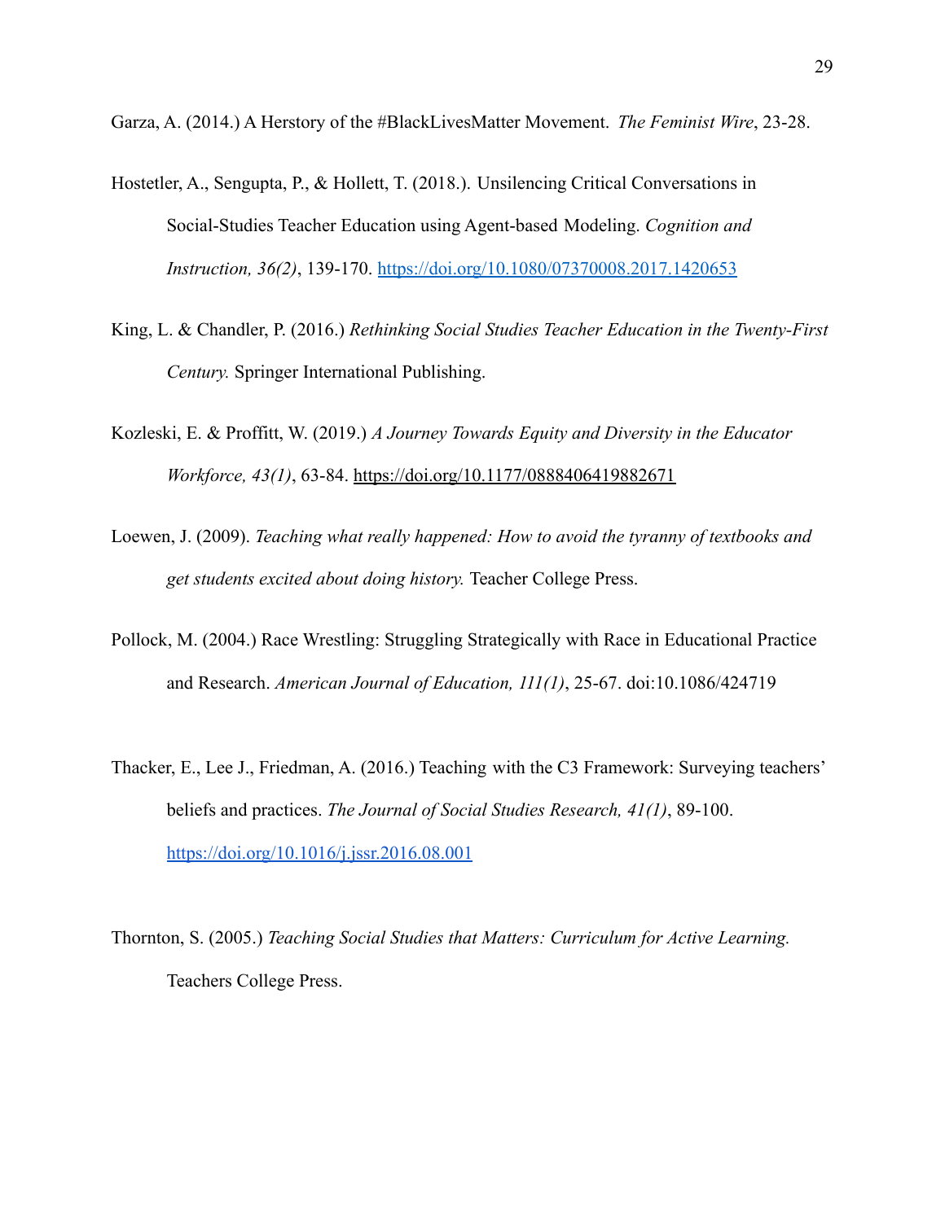Garza, A. (2014.) A Herstory of the #BlackLivesMatter Movement. *The Feminist Wire*, 23-28.

Hostetler, A., Sengupta, P., & Hollett, T. (2018.). Unsilencing Critical Conversations in Social-Studies Teacher Education using Agent-based Modeling. *Cognition and Instruction, 36(2)*, 139-170. https://doi.org/10.1080/07370008.2017.1420653

King, L. & Chandler, P. (2016.) *Rethinking Social Studies Teacher Education in the Twenty-First Century.* Springer International Publishing.

Kozleski, E. & Proffitt, W. (2019.) *A Journey Towards Equity and Diversity in the Educator Workforce, 43(1)*, 63-84. https://doi.org/10.1177/0888406419882671

Loewen, J. (2009). *Teaching what really happened: How to avoid the tyranny of textbooks and get students excited about doing history.* Teacher College Press.

Pollock, M. (2004.) Race Wrestling: Struggling Strategically with Race in Educational Practice and Research. *American Journal of Education, 111(1)*, 25-67. doi:10.1086/424719

Thacker, E., Lee J., Friedman, A. (2016.) Teaching with the C3 Framework: Surveying teachers' beliefs and practices. *The Journal of Social Studies Research, 41(1)*, 89-100. https://doi.org/10.1016/j.jssr.2016.08.001

Thornton, S. (2005.) *Teaching Social Studies that Matters: Curriculum for Active Learning.* Teachers College Press.